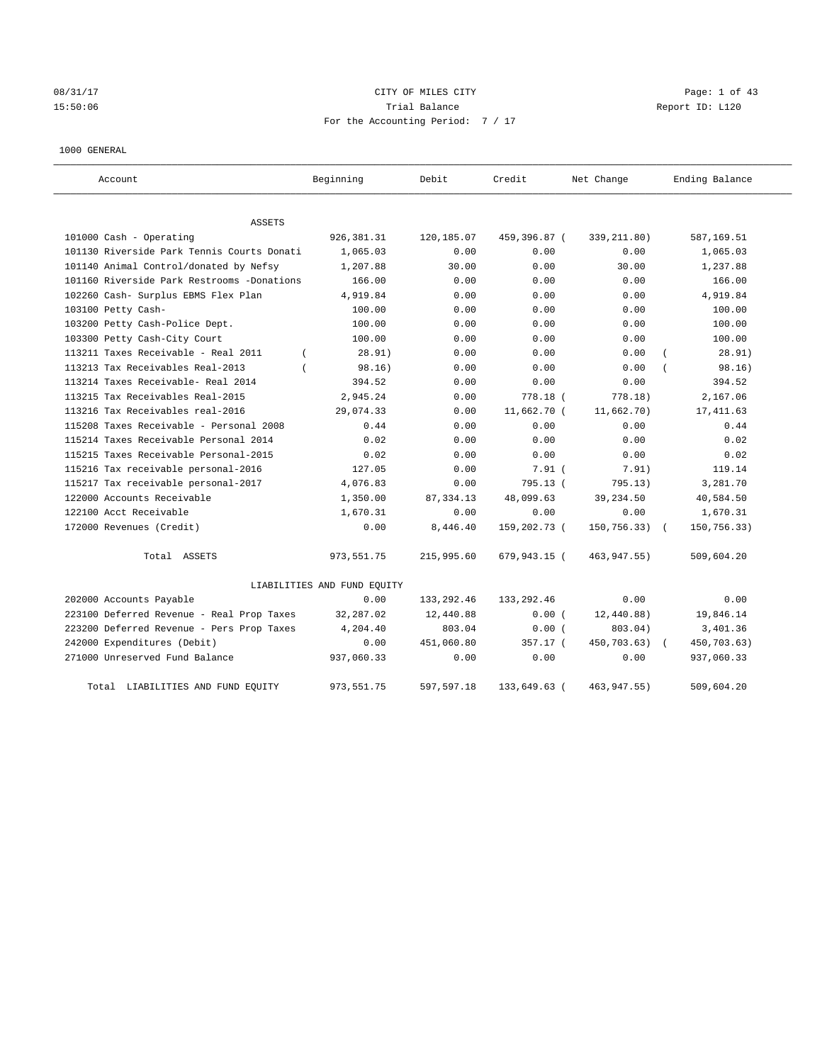CITY OF MILES CITY

Trial Balance

For the Accounting Period: 7 / 17

08/31/17
15:50:06

Report ID: L120

1000 GENERAL

| Account | Beginning | Debit | Credit | Net Change | Ending Balance |
|---|---|---|---|---|---|
| ASSETS | | | | | |
| 101000 Cash - Operating | 926,381.31 | 120,185.07 | 459,396.87 | ( 339,211.80) | 587,169.51 |
| 101130 Riverside Park Tennis Courts Donati | 1,065.03 | 0.00 | 0.00 | 0.00 | 1,065.03 |
| 101140 Animal Control/donated by Nefsy | 1,207.88 | 30.00 | 0.00 | 30.00 | 1,237.88 |
| 101160 Riverside Park Restrooms -Donations | 166.00 | 0.00 | 0.00 | 0.00 | 166.00 |
| 102260 Cash- Surplus EBMS Flex Plan | 4,919.84 | 0.00 | 0.00 | 0.00 | 4,919.84 |
| 103100 Petty Cash- | 100.00 | 0.00 | 0.00 | 0.00 | 100.00 |
| 103200 Petty Cash-Police Dept. | 100.00 | 0.00 | 0.00 | 0.00 | 100.00 |
| 103300 Petty Cash-City Court | 100.00 | 0.00 | 0.00 | 0.00 | 100.00 |
| 113211 Taxes Receivable - Real 2011 | ( 28.91) | 0.00 | 0.00 | 0.00 | ( 28.91) |
| 113213 Tax Receivables Real-2013 | ( 98.16) | 0.00 | 0.00 | 0.00 | ( 98.16) |
| 113214 Taxes Receivable- Real 2014 | 394.52 | 0.00 | 0.00 | 0.00 | 394.52 |
| 113215 Tax Receivables Real-2015 | 2,945.24 | 0.00 | 778.18 | ( 778.18) | 2,167.06 |
| 113216 Tax Receivables real-2016 | 29,074.33 | 0.00 | 11,662.70 | ( 11,662.70) | 17,411.63 |
| 115208 Taxes Receivable - Personal 2008 | 0.44 | 0.00 | 0.00 | 0.00 | 0.44 |
| 115214 Taxes Receivable Personal 2014 | 0.02 | 0.00 | 0.00 | 0.00 | 0.02 |
| 115215 Taxes Receivable Personal-2015 | 0.02 | 0.00 | 0.00 | 0.00 | 0.02 |
| 115216 Tax receivable personal-2016 | 127.05 | 0.00 | 7.91 | ( 7.91) | 119.14 |
| 115217 Tax receivable personal-2017 | 4,076.83 | 0.00 | 795.13 | ( 795.13) | 3,281.70 |
| 122000 Accounts Receivable | 1,350.00 | 87,334.13 | 48,099.63 | 39,234.50 | 40,584.50 |
| 122100 Acct Receivable | 1,670.31 | 0.00 | 0.00 | 0.00 | 1,670.31 |
| 172000 Revenues (Credit) | 0.00 | 8,446.40 | 159,202.73 | ( 150,756.33) | ( 150,756.33) |
| Total ASSETS | 973,551.75 | 215,995.60 | 679,943.15 | ( 463,947.55) | 509,604.20 |
| LIABILITIES AND FUND EQUITY | | | | | |
| 202000 Accounts Payable | 0.00 | 133,292.46 | 133,292.46 | 0.00 | 0.00 |
| 223100 Deferred Revenue - Real Prop Taxes | 32,287.02 | 12,440.88 | 0.00 | ( 12,440.88) | 19,846.14 |
| 223200 Deferred Revenue - Pers Prop Taxes | 4,204.40 | 803.04 | 0.00 | ( 803.04) | 3,401.36 |
| 242000 Expenditures (Debit) | 0.00 | 451,060.80 | 357.17 | ( 450,703.63) | ( 450,703.63) |
| 271000 Unreserved Fund Balance | 937,060.33 | 0.00 | 0.00 | 0.00 | 937,060.33 |
| Total LIABILITIES AND FUND EQUITY | 973,551.75 | 597,597.18 | 133,649.63 | ( 463,947.55) | 509,604.20 |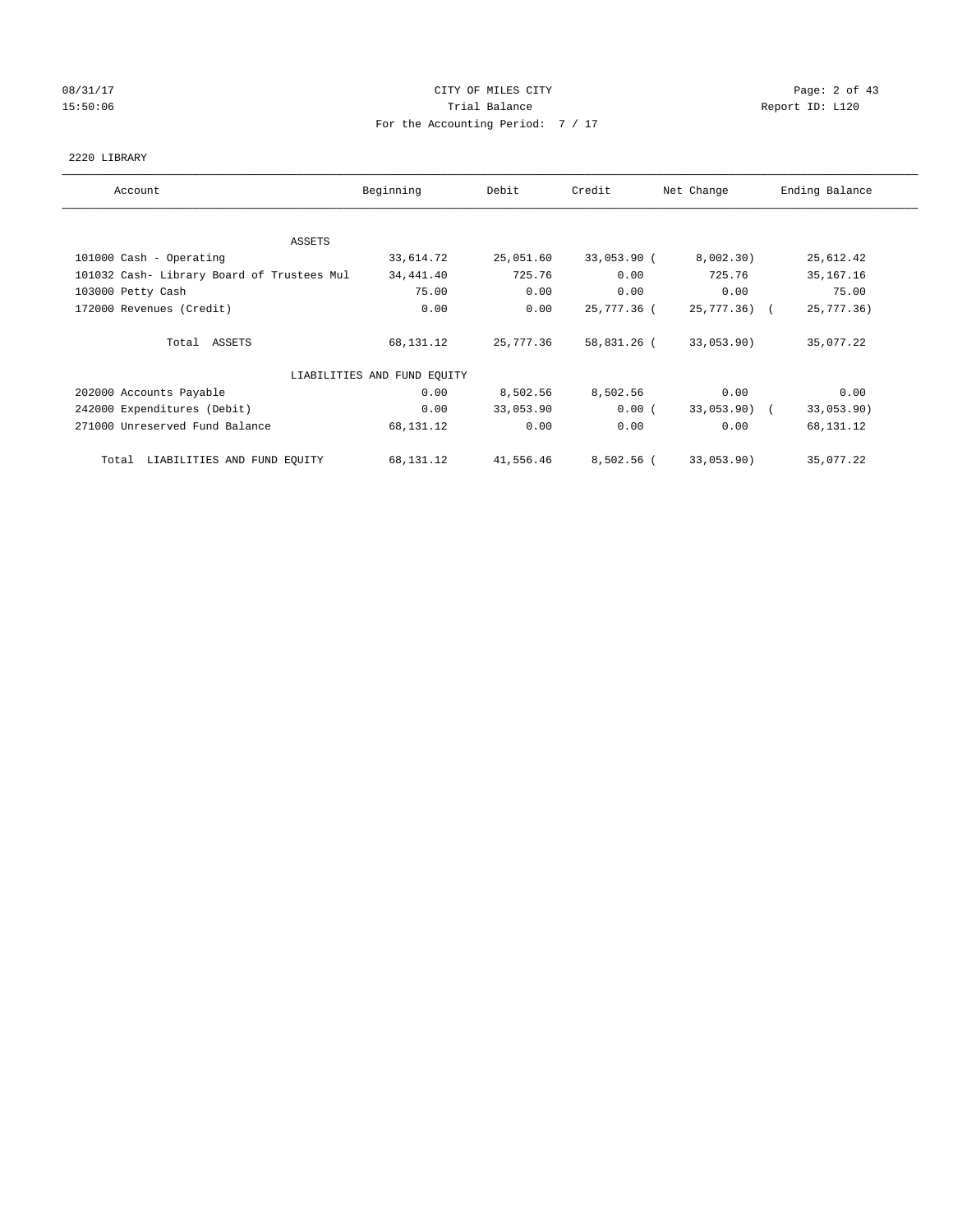CITY OF MILES CITY
Trial Balance
For the Accounting Period: 7 / 17

08/31/17
15:50:06

Report ID: L120

2220 LIBRARY

| Account | Beginning | Debit | Credit | Net Change | Ending Balance |
|---|---|---|---|---|---|
| ASSETS | | | | | |
| 101000 Cash - Operating | 33,614.72 | 25,051.60 | 33,053.90 | (8,002.30) | 25,612.42 |
| 101032 Cash- Library Board of Trustees Mul | 34,441.40 | 725.76 | 0.00 | 725.76 | 35,167.16 |
| 103000 Petty Cash | 75.00 | 0.00 | 0.00 | 0.00 | 75.00 |
| 172000 Revenues (Credit) | 0.00 | 0.00 | 25,777.36 | (25,777.36) | (25,777.36) |
| Total ASSETS | 68,131.12 | 25,777.36 | 58,831.26 | (33,053.90) | 35,077.22 |
| LIABILITIES AND FUND EQUITY | | | | | |
| 202000 Accounts Payable | 0.00 | 8,502.56 | 8,502.56 | 0.00 | 0.00 |
| 242000 Expenditures (Debit) | 0.00 | 33,053.90 | 0.00 | (33,053.90) | (33,053.90) |
| 271000 Unreserved Fund Balance | 68,131.12 | 0.00 | 0.00 | 0.00 | 68,131.12 |
| Total LIABILITIES AND FUND EQUITY | 68,131.12 | 41,556.46 | 8,502.56 | (33,053.90) | 35,077.22 |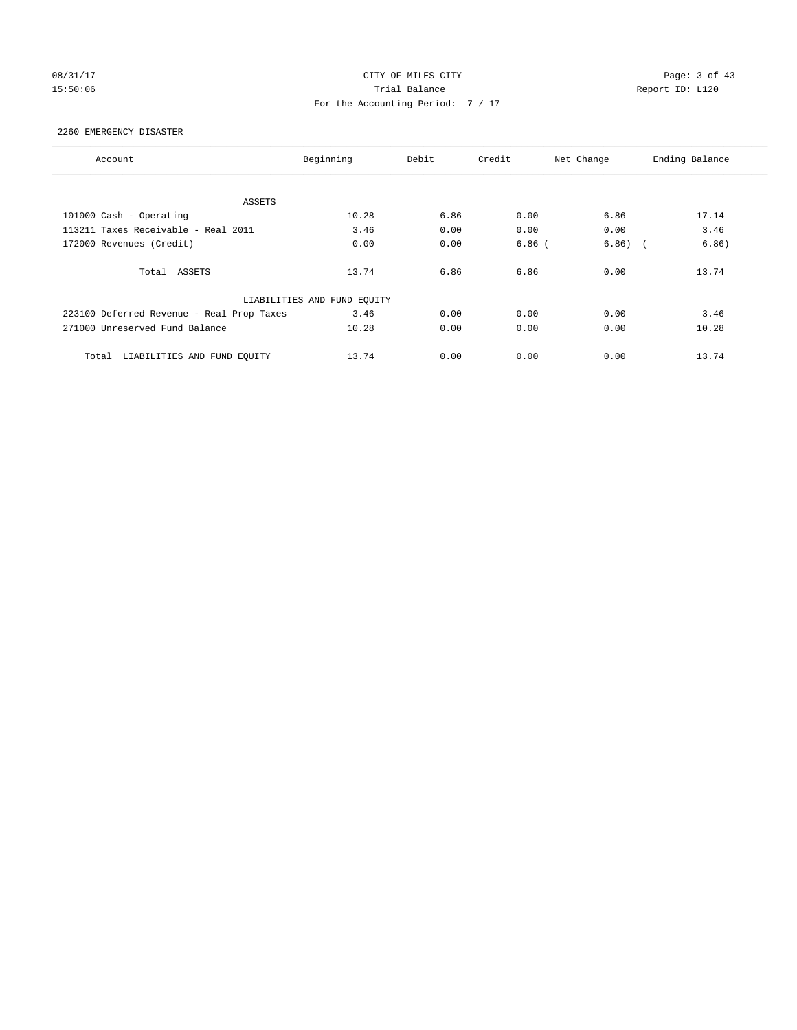08/31/17 CITY OF MILES CITY
15:50:06 Trial Balance Report ID: L120
For the Accounting Period: 7 / 17

2260 EMERGENCY DISASTER

| Account | Beginning | Debit | Credit | Net Change | Ending Balance |
|---|---|---|---|---|---|
| ASSETS | | | | | |
| 101000 Cash - Operating | 10.28 | 6.86 | 0.00 | 6.86 | 17.14 |
| 113211 Taxes Receivable - Real 2011 | 3.46 | 0.00 | 0.00 | 0.00 | 3.46 |
| 172000 Revenues (Credit) | 0.00 | 0.00 | 6.86 | ( 6.86) | ( 6.86) |
| Total ASSETS | 13.74 | 6.86 | 6.86 | 0.00 | 13.74 |
| LIABILITIES AND FUND EQUITY | | | | | |
| 223100 Deferred Revenue - Real Prop Taxes | 3.46 | 0.00 | 0.00 | 0.00 | 3.46 |
| 271000 Unreserved Fund Balance | 10.28 | 0.00 | 0.00 | 0.00 | 10.28 |
| Total LIABILITIES AND FUND EQUITY | 13.74 | 0.00 | 0.00 | 0.00 | 13.74 |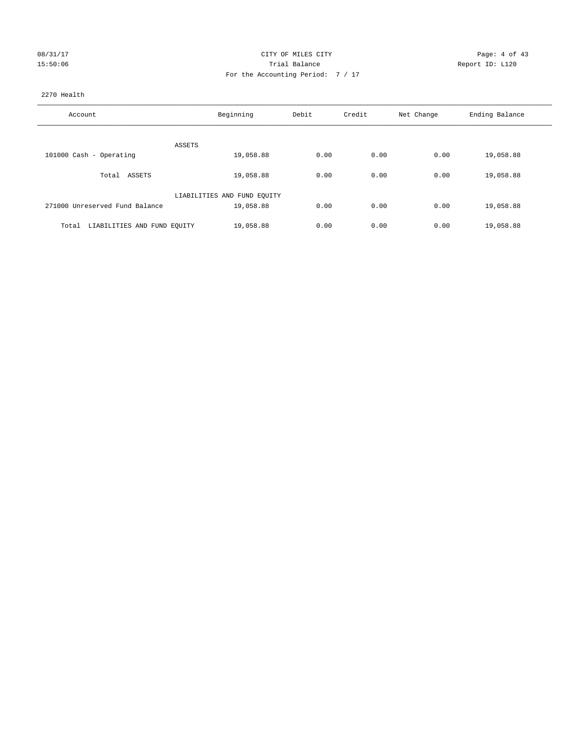CITY OF MILES CITY

Trial Balance

For the Accounting Period: 7 / 17

08/31/17 15:50:06

Report ID: L120

2270 Health

| Account | Beginning | Debit | Credit | Net Change | Ending Balance |
|---|---|---|---|---|---|
| ASSETS | | | | | |
| 101000 Cash - Operating | 19,058.88 | 0.00 | 0.00 | 0.00 | 19,058.88 |
| Total ASSETS | 19,058.88 | 0.00 | 0.00 | 0.00 | 19,058.88 |
| LIABILITIES AND FUND EQUITY | | | | | |
| 271000 Unreserved Fund Balance | 19,058.88 | 0.00 | 0.00 | 0.00 | 19,058.88 |
| Total LIABILITIES AND FUND EQUITY | 19,058.88 | 0.00 | 0.00 | 0.00 | 19,058.88 |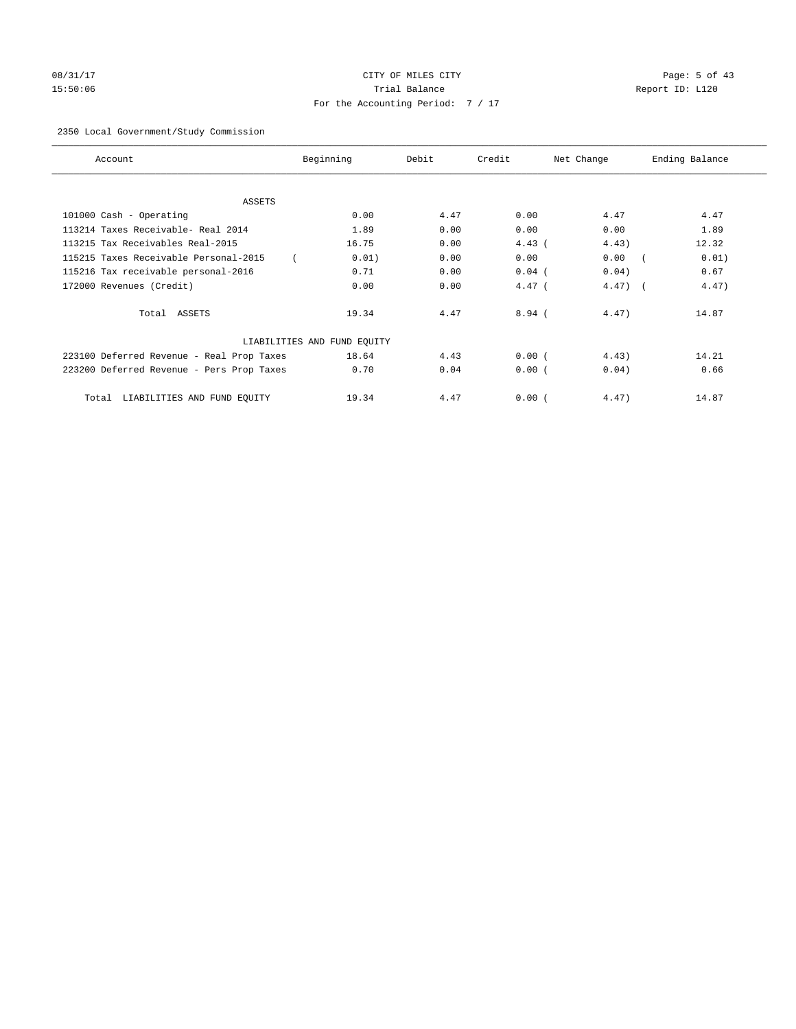CITY OF MILES CITY

Trial Balance

For the Accounting Period: 7 / 17

08/31/17 15:50:06 Report ID: L120

2350 Local Government/Study Commission

| Account | Beginning | Debit | Credit | Net Change | Ending Balance |
|---|---|---|---|---|---|
| ASSETS | | | | | |
| 101000 Cash - Operating | 0.00 | 4.47 | 0.00 | 4.47 | 4.47 |
| 113214 Taxes Receivable- Real 2014 | 1.89 | 0.00 | 0.00 | 0.00 | 1.89 |
| 113215 Tax Receivables Real-2015 | 16.75 | 0.00 | 4.43 | ( 4.43) | 12.32 |
| 115215 Taxes Receivable Personal-2015 | ( 0.01) | 0.00 | 0.00 | 0.00 | ( 0.01) |
| 115216 Tax receivable personal-2016 | 0.71 | 0.00 | 0.04 | ( 0.04) | 0.67 |
| 172000 Revenues (Credit) | 0.00 | 0.00 | 4.47 | ( 4.47) | ( 4.47) |
| Total ASSETS | 19.34 | 4.47 | 8.94 | ( 4.47) | 14.87 |
| LIABILITIES AND FUND EQUITY | | | | | |
| 223100 Deferred Revenue - Real Prop Taxes | 18.64 | 4.43 | 0.00 | ( 4.43) | 14.21 |
| 223200 Deferred Revenue - Pers Prop Taxes | 0.70 | 0.04 | 0.00 | ( 0.04) | 0.66 |
| Total LIABILITIES AND FUND EQUITY | 19.34 | 4.47 | 0.00 | ( 4.47) | 14.87 |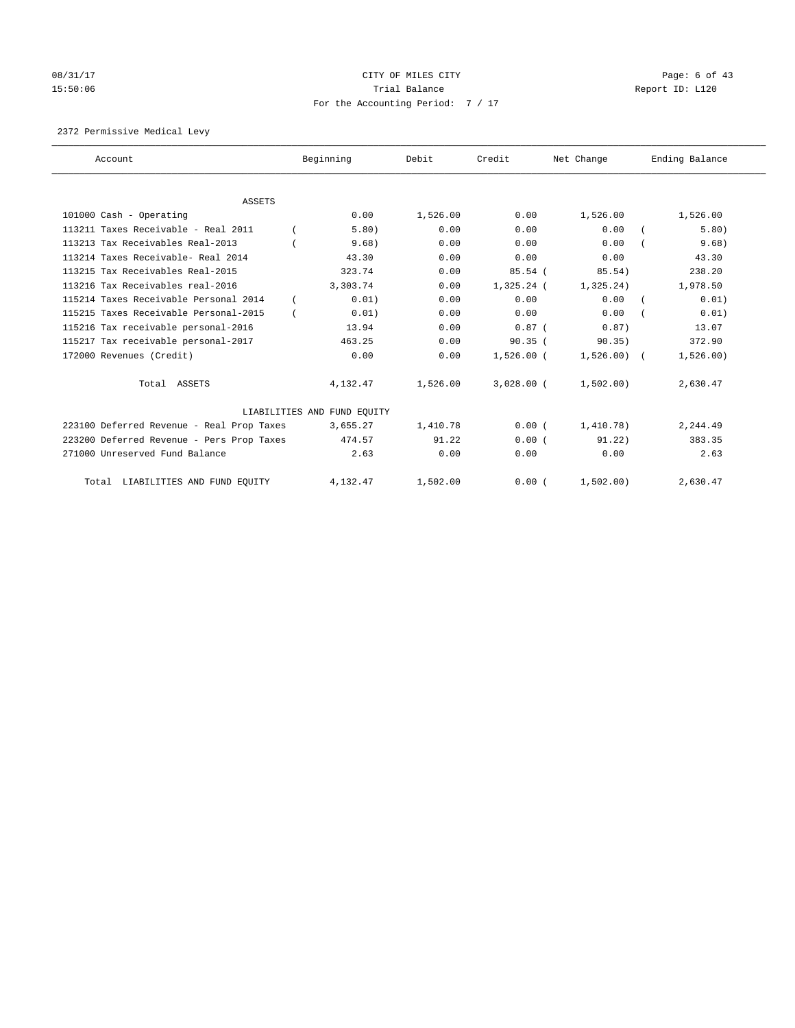CITY OF MILES CITY
Trial Balance
For the Accounting Period: 7 / 17

08/31/17 15:50:06 Report ID: L120

2372 Permissive Medical Levy

| Account | Beginning | Debit | Credit | Net Change | Ending Balance |
|---|---|---|---|---|---|
| ASSETS | | | | | |
| 101000 Cash - Operating | 0.00 | 1,526.00 | 0.00 | 1,526.00 | 1,526.00 |
| 113211 Taxes Receivable - Real 2011 | ( 5.80) | 0.00 | 0.00 | 0.00 | ( 5.80) |
| 113213 Tax Receivables Real-2013 | ( 9.68) | 0.00 | 0.00 | 0.00 | ( 9.68) |
| 113214 Taxes Receivable- Real 2014 | 43.30 | 0.00 | 0.00 | 0.00 | 43.30 |
| 113215 Tax Receivables Real-2015 | 323.74 | 0.00 | 85.54 | ( 85.54) | 238.20 |
| 113216 Tax Receivables real-2016 | 3,303.74 | 0.00 | 1,325.24 | ( 1,325.24) | 1,978.50 |
| 115214 Taxes Receivable Personal 2014 | ( 0.01) | 0.00 | 0.00 | 0.00 | ( 0.01) |
| 115215 Taxes Receivable Personal-2015 | ( 0.01) | 0.00 | 0.00 | 0.00 | ( 0.01) |
| 115216 Tax receivable personal-2016 | 13.94 | 0.00 | 0.87 | ( 0.87) | 13.07 |
| 115217 Tax receivable personal-2017 | 463.25 | 0.00 | 90.35 | ( 90.35) | 372.90 |
| 172000 Revenues (Credit) | 0.00 | 0.00 | 1,526.00 | ( 1,526.00) | ( 1,526.00) |
| Total ASSETS | 4,132.47 | 1,526.00 | 3,028.00 | ( 1,502.00) | 2,630.47 |
| LIABILITIES AND FUND EQUITY | | | | | |
| 223100 Deferred Revenue - Real Prop Taxes | 3,655.27 | 1,410.78 | 0.00 | ( 1,410.78) | 2,244.49 |
| 223200 Deferred Revenue - Pers Prop Taxes | 474.57 | 91.22 | 0.00 | ( 91.22) | 383.35 |
| 271000 Unreserved Fund Balance | 2.63 | 0.00 | 0.00 | 0.00 | 2.63 |
| Total LIABILITIES AND FUND EQUITY | 4,132.47 | 1,502.00 | 0.00 | ( 1,502.00) | 2,630.47 |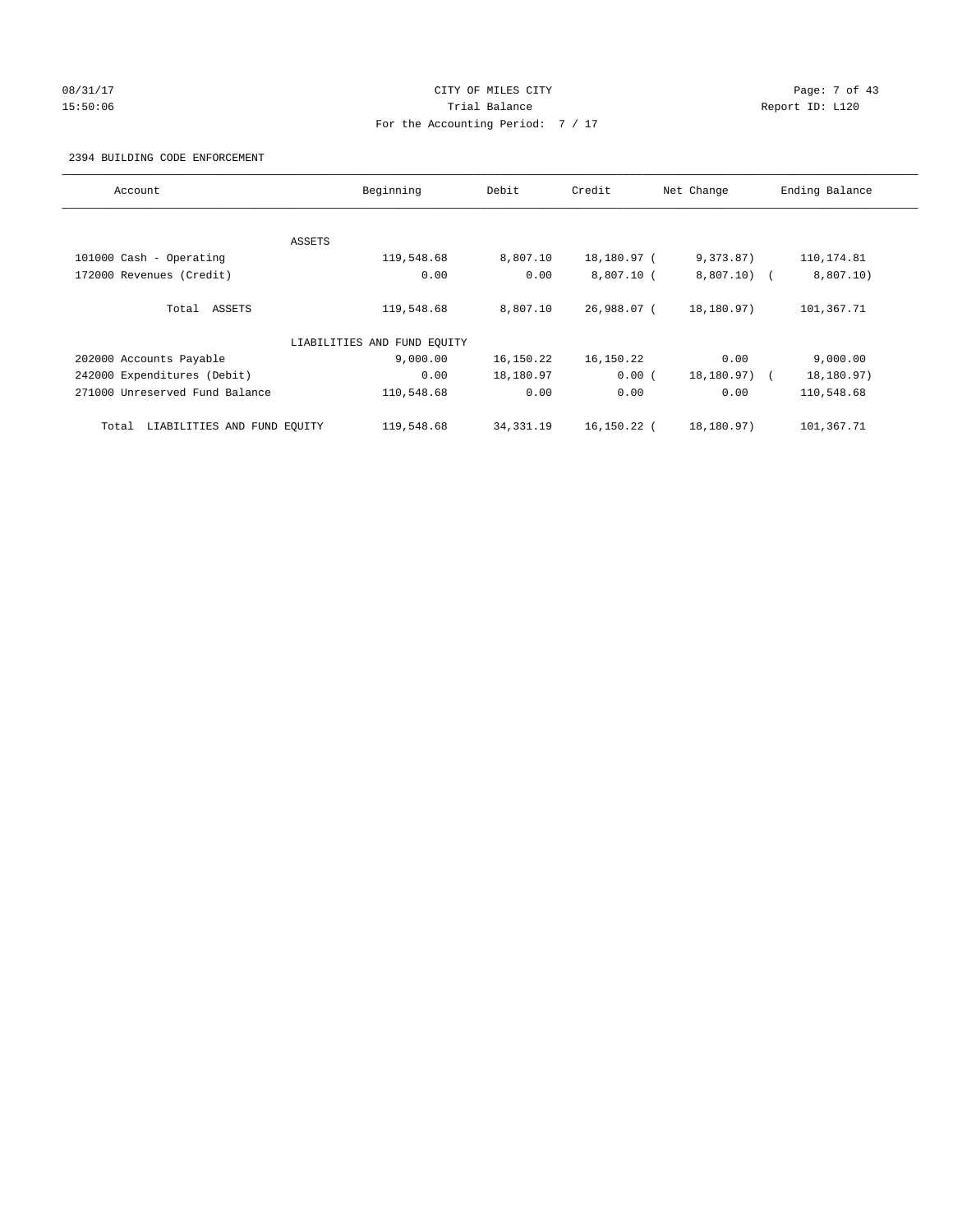CITY OF MILES CITY
Trial Balance
For the Accounting Period: 7 / 17

08/31/17
15:50:06

Report ID: L120

2394 BUILDING CODE ENFORCEMENT

| Account | Beginning | Debit | Credit | Net Change | Ending Balance |
|---|---|---|---|---|---|
| ASSETS | | | | | |
| 101000 Cash - Operating | 119,548.68 | 8,807.10 | 18,180.97 | (9,373.87) | 110,174.81 |
| 172000 Revenues (Credit) | 0.00 | 0.00 | 8,807.10 | (8,807.10) | (8,807.10) |
| Total ASSETS | 119,548.68 | 8,807.10 | 26,988.07 | (18,180.97) | 101,367.71 |
| LIABILITIES AND FUND EQUITY | | | | | |
| 202000 Accounts Payable | 9,000.00 | 16,150.22 | 16,150.22 | 0.00 | 9,000.00 |
| 242000 Expenditures (Debit) | 0.00 | 18,180.97 | 0.00 | (18,180.97) | (18,180.97) |
| 271000 Unreserved Fund Balance | 110,548.68 | 0.00 | 0.00 | 0.00 | 110,548.68 |
| Total LIABILITIES AND FUND EQUITY | 119,548.68 | 34,331.19 | 16,150.22 | (18,180.97) | 101,367.71 |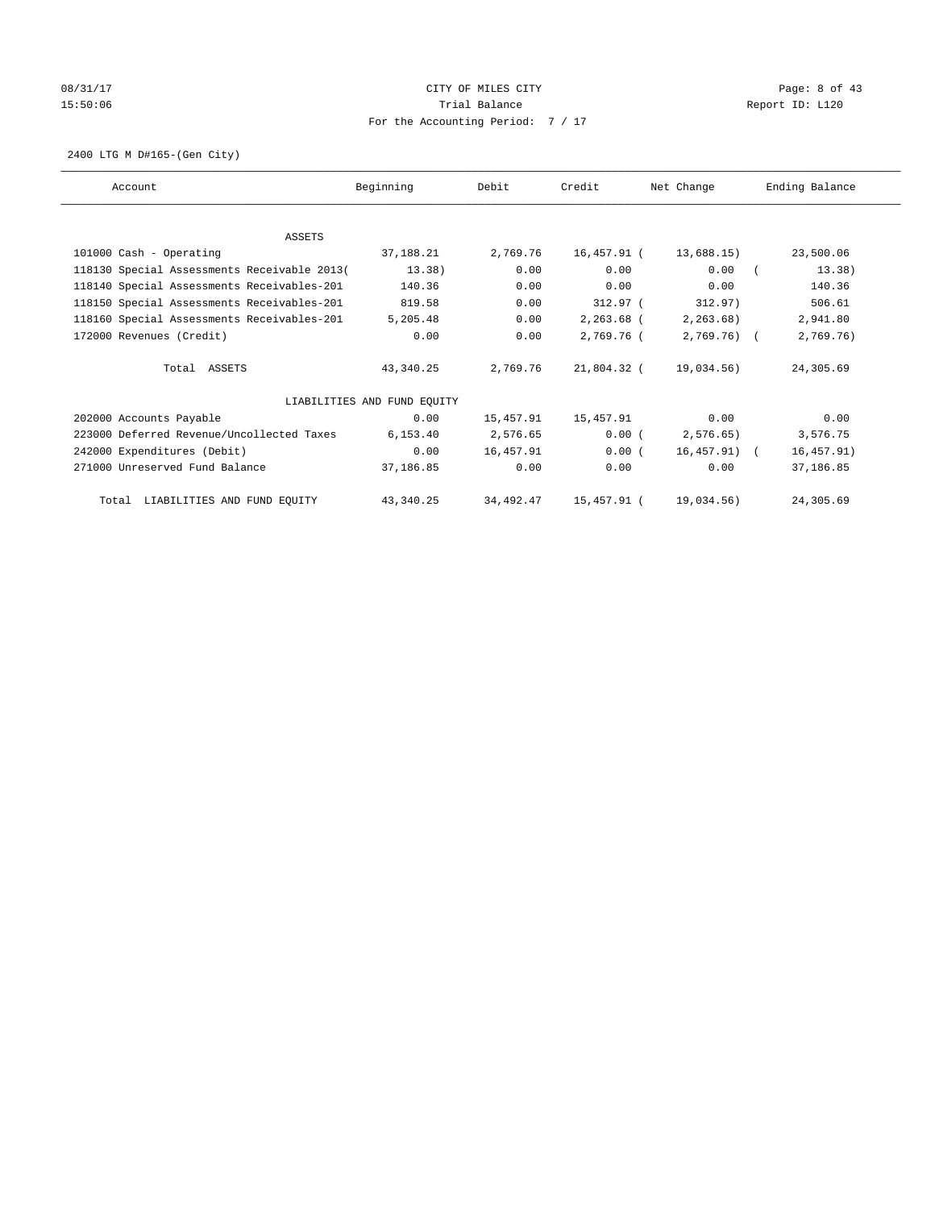CITY OF MILES CITY
Trial Balance
For the Accounting Period: 7 / 17

08/31/17
15:50:06

Report ID: L120

2400 LTG M D#165-(Gen City)

| Account | Beginning | Debit | Credit | Net Change | Ending Balance |
|---|---|---|---|---|---|
| **ASSETS** | | | | | |
| 101000 Cash - Operating | 37,188.21 | 2,769.76 | 16,457.91 | ( 13,688.15) | 23,500.06 |
| 118130 Special Assessments Receivable 2013 | ( 13.38) | 0.00 | 0.00 | 0.00 | ( 13.38) |
| 118140 Special Assessments Receivables-201 | 140.36 | 0.00 | 0.00 | 0.00 | 140.36 |
| 118150 Special Assessments Receivables-201 | 819.58 | 0.00 | 312.97 | ( 312.97) | 506.61 |
| 118160 Special Assessments Receivables-201 | 5,205.48 | 0.00 | 2,263.68 | ( 2,263.68) | 2,941.80 |
| 172000 Revenues (Credit) | 0.00 | 0.00 | 2,769.76 | ( 2,769.76) | ( 2,769.76) |
| Total ASSETS | 43,340.25 | 2,769.76 | 21,804.32 | ( 19,034.56) | 24,305.69 |
| **LIABILITIES AND FUND EQUITY** | | | | | |
| 202000 Accounts Payable | 0.00 | 15,457.91 | 15,457.91 | 0.00 | 0.00 |
| 223000 Deferred Revenue/Uncollected Taxes | 6,153.40 | 2,576.65 | 0.00 | ( 2,576.65) | 3,576.75 |
| 242000 Expenditures (Debit) | 0.00 | 16,457.91 | 0.00 | ( 16,457.91) | ( 16,457.91) |
| 271000 Unreserved Fund Balance | 37,186.85 | 0.00 | 0.00 | 0.00 | 37,186.85 |
| Total LIABILITIES AND FUND EQUITY | 43,340.25 | 34,492.47 | 15,457.91 | ( 19,034.56) | 24,305.69 |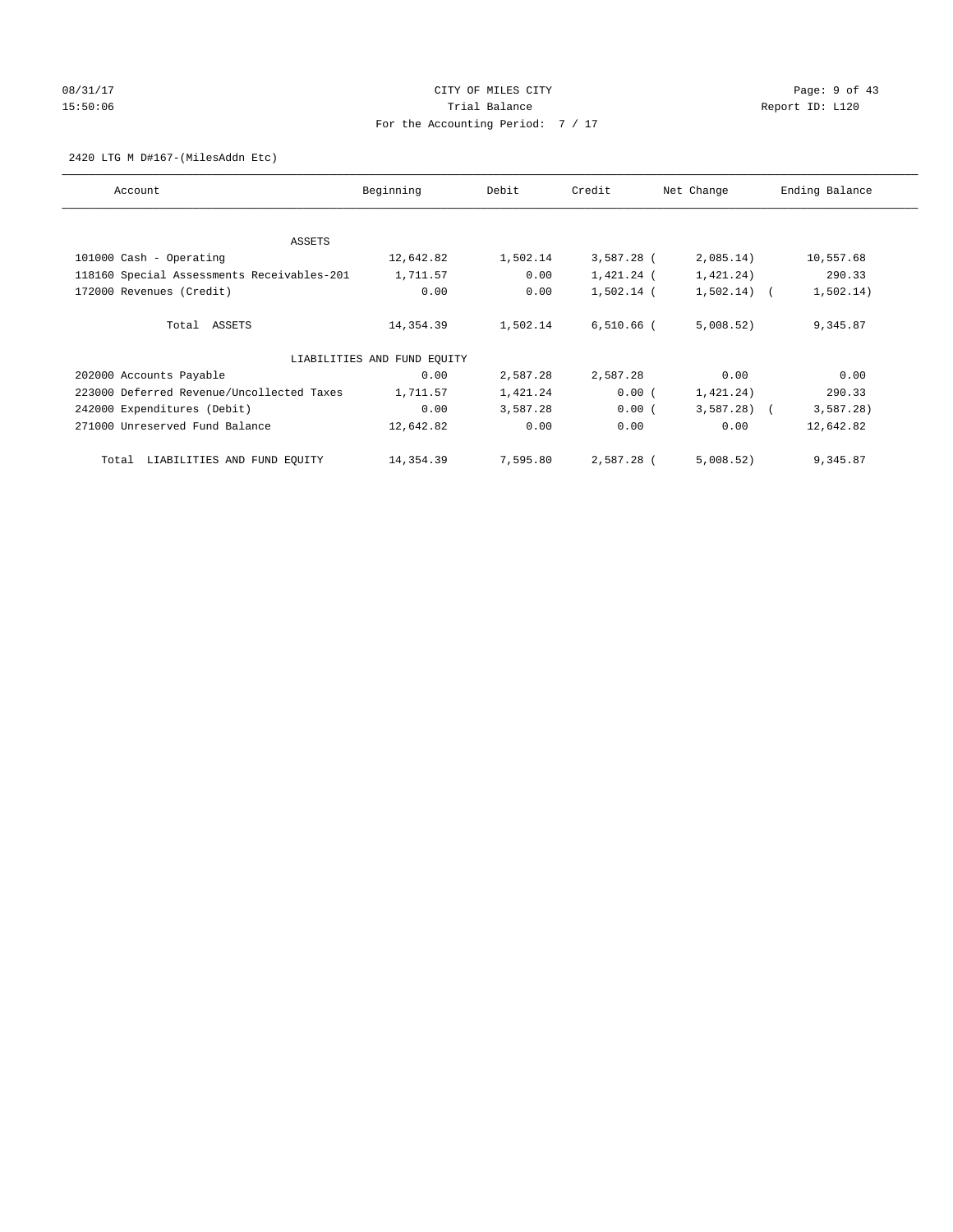CITY OF MILES CITY

Trial Balance

For the Accounting Period: 7 / 17

08/31/17 15:50:06 — Report ID: L120

2420 LTG M D#167-(MilesAddn Etc)

| Account | Beginning | Debit | Credit | Net Change | Ending Balance |
|---|---|---|---|---|---|
| ASSETS | | | | | |
| 101000 Cash - Operating | 12,642.82 | 1,502.14 | 3,587.28 | (2,085.14) | 10,557.68 |
| 118160 Special Assessments Receivables-201 | 1,711.57 | 0.00 | 1,421.24 | (1,421.24) | 290.33 |
| 172000 Revenues (Credit) | 0.00 | 0.00 | 1,502.14 | (1,502.14) | (1,502.14) |
| Total ASSETS | 14,354.39 | 1,502.14 | 6,510.66 | (5,008.52) | 9,345.87 |
| LIABILITIES AND FUND EQUITY | | | | | |
| 202000 Accounts Payable | 0.00 | 2,587.28 | 2,587.28 | 0.00 | 0.00 |
| 223000 Deferred Revenue/Uncollected Taxes | 1,711.57 | 1,421.24 | 0.00 | (1,421.24) | 290.33 |
| 242000 Expenditures (Debit) | 0.00 | 3,587.28 | 0.00 | (3,587.28) | (3,587.28) |
| 271000 Unreserved Fund Balance | 12,642.82 | 0.00 | 0.00 | 0.00 | 12,642.82 |
| Total LIABILITIES AND FUND EQUITY | 14,354.39 | 7,595.80 | 2,587.28 | (5,008.52) | 9,345.87 |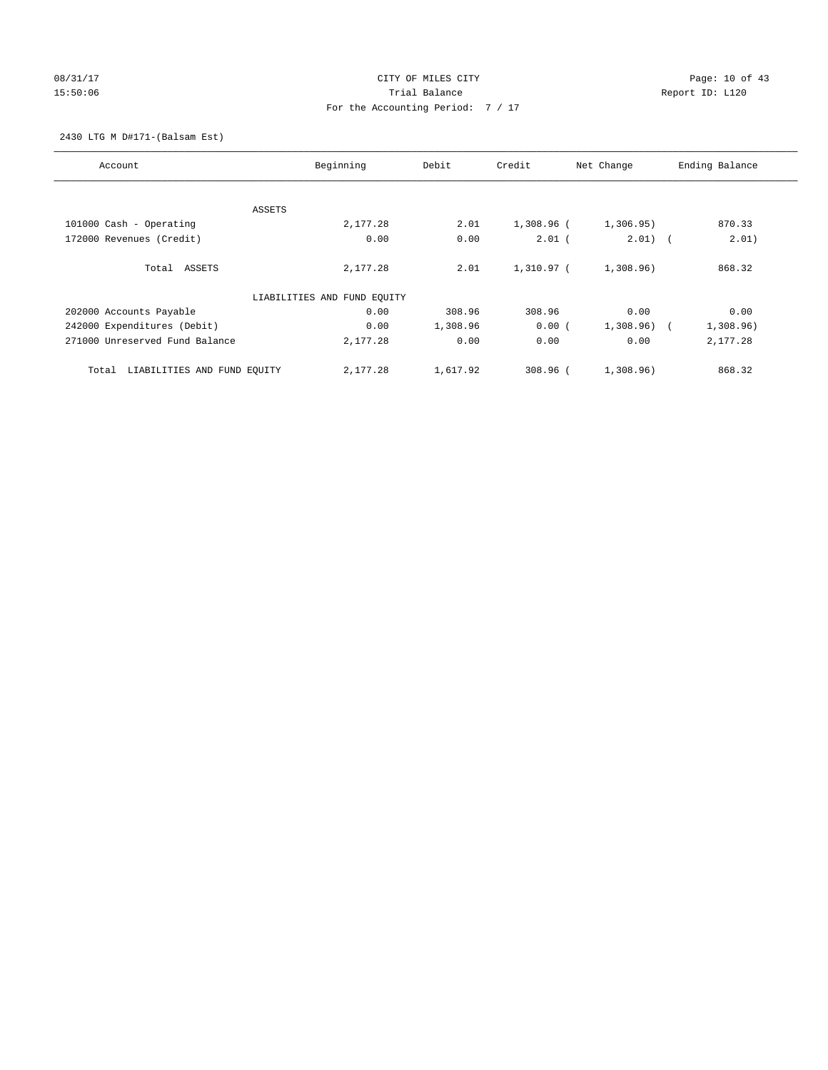08/31/17 CITY OF MILES CITY
15:50:06 Trial Balance Report ID: L120
For the Accounting Period: 7 / 17

2430 LTG M D#171-(Balsam Est)

| Account | Beginning | Debit | Credit | Net Change | Ending Balance |
|---|---|---|---|---|---|
| ASSETS | | | | | |
| 101000 Cash - Operating | 2,177.28 | 2.01 | 1,308.96 | (1,306.95) | 870.33 |
| 172000 Revenues (Credit) | 0.00 | 0.00 | 2.01 | (2.01) | (2.01) |
| Total ASSETS | 2,177.28 | 2.01 | 1,310.97 | (1,308.96) | 868.32 |
| LIABILITIES AND FUND EQUITY | | | | | |
| 202000 Accounts Payable | 0.00 | 308.96 | 308.96 | 0.00 | 0.00 |
| 242000 Expenditures (Debit) | 0.00 | 1,308.96 | 0.00 | (1,308.96) | (1,308.96) |
| 271000 Unreserved Fund Balance | 2,177.28 | 0.00 | 0.00 | 0.00 | 2,177.28 |
| Total LIABILITIES AND FUND EQUITY | 2,177.28 | 1,617.92 | 308.96 | (1,308.96) | 868.32 |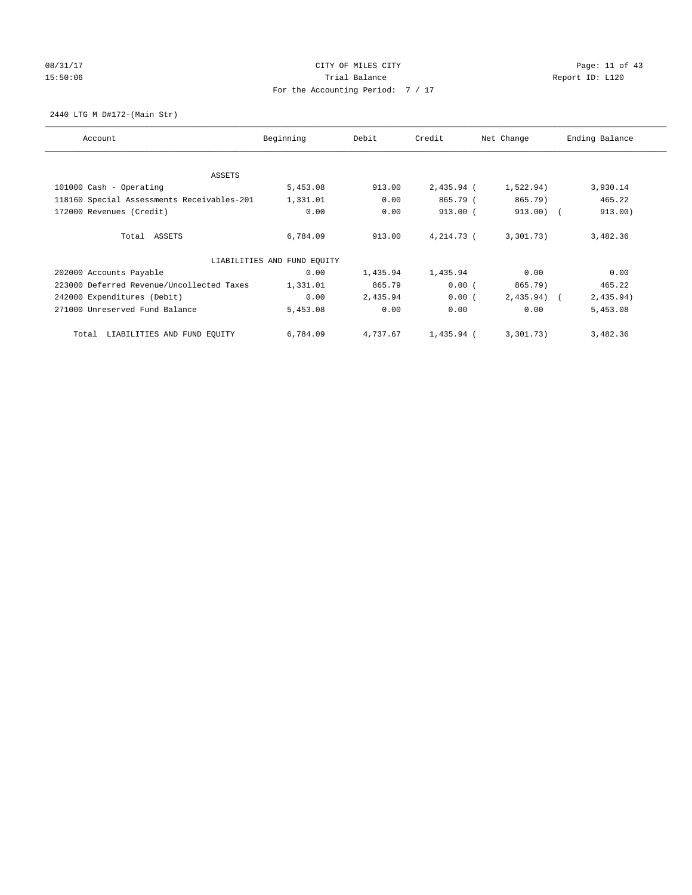08/31/17 CITY OF MILES CITY
15:50:06 Trial Balance Report ID: L120
For the Accounting Period: 7 / 17

2440 LTG M D#172-(Main Str)

| Account | Beginning | Debit | Credit | Net Change | Ending Balance |
|---|---|---|---|---|---|
| ASSETS | | | | | |
| 101000 Cash - Operating | 5,453.08 | 913.00 | 2,435.94 | (1,522.94) | 3,930.14 |
| 118160 Special Assessments Receivables-201 | 1,331.01 | 0.00 | 865.79 | (865.79) | 465.22 |
| 172000 Revenues (Credit) | 0.00 | 0.00 | 913.00 | (913.00) | (913.00) |
| Total ASSETS | 6,784.09 | 913.00 | 4,214.73 | (3,301.73) | 3,482.36 |
| LIABILITIES AND FUND EQUITY | | | | | |
| 202000 Accounts Payable | 0.00 | 1,435.94 | 1,435.94 | 0.00 | 0.00 |
| 223000 Deferred Revenue/Uncollected Taxes | 1,331.01 | 865.79 | 0.00 | (865.79) | 465.22 |
| 242000 Expenditures (Debit) | 0.00 | 2,435.94 | 0.00 | (2,435.94) | (2,435.94) |
| 271000 Unreserved Fund Balance | 5,453.08 | 0.00 | 0.00 | 0.00 | 5,453.08 |
| Total LIABILITIES AND FUND EQUITY | 6,784.09 | 4,737.67 | 1,435.94 | (3,301.73) | 3,482.36 |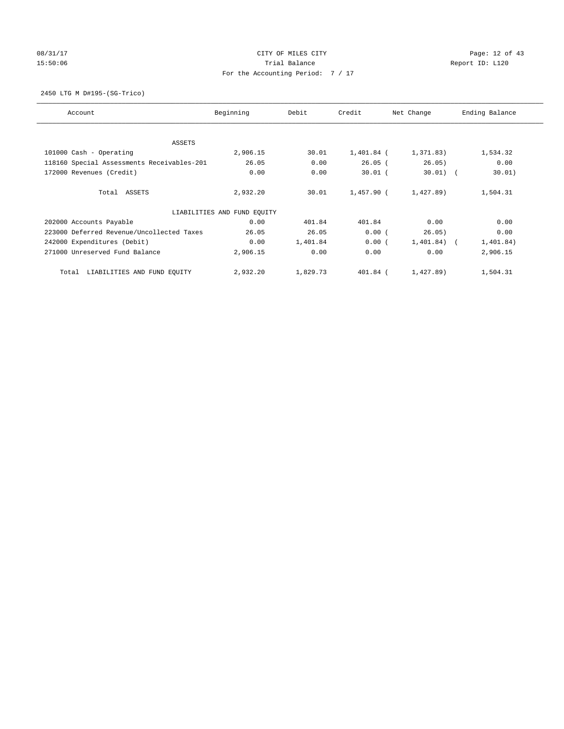CITY OF MILES CITY

Trial Balance

For the Accounting Period: 7 / 17

08/31/17 15:50:06

Report ID: L120

2450 LTG M D#195-(SG-Trico)

| Account | Beginning | Debit | Credit | Net Change | Ending Balance |
|---|---|---|---|---|---|
| ASSETS | | | | | |
| 101000 Cash - Operating | 2,906.15 | 30.01 | 1,401.84 | (1,371.83) | 1,534.32 |
| 118160 Special Assessments Receivables-201 | 26.05 | 0.00 | 26.05 | (26.05) | 0.00 |
| 172000 Revenues (Credit) | 0.00 | 0.00 | 30.01 | (30.01) | (30.01) |
| Total ASSETS | 2,932.20 | 30.01 | 1,457.90 | (1,427.89) | 1,504.31 |
| LIABILITIES AND FUND EQUITY | | | | | |
| 202000 Accounts Payable | 0.00 | 401.84 | 401.84 | 0.00 | 0.00 |
| 223000 Deferred Revenue/Uncollected Taxes | 26.05 | 26.05 | 0.00 | (26.05) | 0.00 |
| 242000 Expenditures (Debit) | 0.00 | 1,401.84 | 0.00 | (1,401.84) | (1,401.84) |
| 271000 Unreserved Fund Balance | 2,906.15 | 0.00 | 0.00 | 0.00 | 2,906.15 |
| Total LIABILITIES AND FUND EQUITY | 2,932.20 | 1,829.73 | 401.84 | (1,427.89) | 1,504.31 |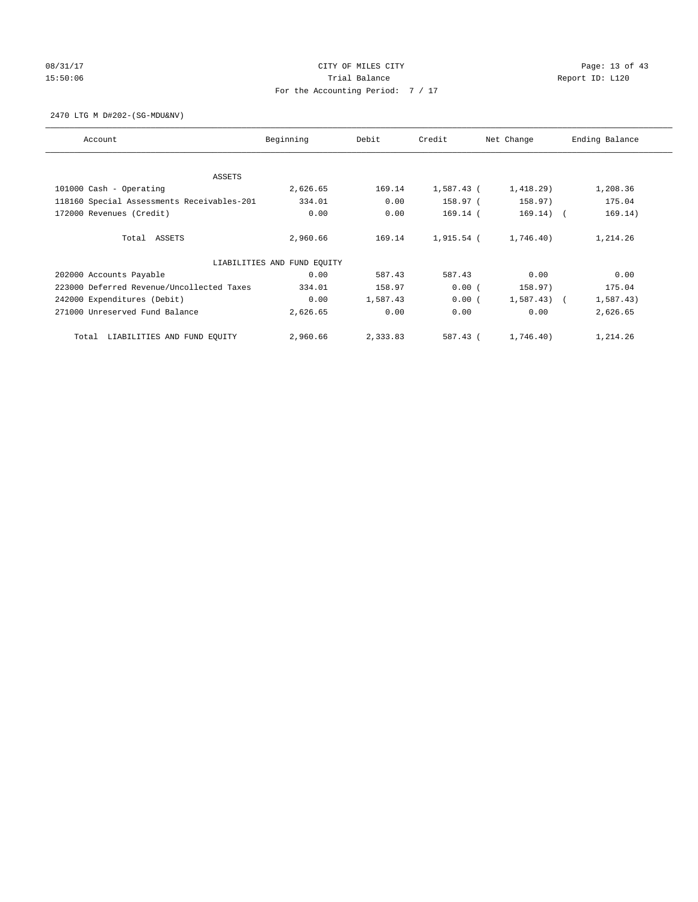CITY OF MILES CITY
Trial Balance
For the Accounting Period: 7 / 17

08/31/17
15:50:06

Report ID: L120

2470 LTG M D#202-(SG-MDU&NV)

| Account | Beginning | Debit | Credit | Net Change | Ending Balance |
|---|---|---|---|---|---|
| ASSETS | | | | | |
| 101000 Cash - Operating | 2,626.65 | 169.14 | 1,587.43 | (1,418.29) | 1,208.36 |
| 118160 Special Assessments Receivables-201 | 334.01 | 0.00 | 158.97 | (158.97) | 175.04 |
| 172000 Revenues (Credit) | 0.00 | 0.00 | 169.14 | (169.14) | (169.14) |
| Total ASSETS | 2,960.66 | 169.14 | 1,915.54 | (1,746.40) | 1,214.26 |
| LIABILITIES AND FUND EQUITY | | | | | |
| 202000 Accounts Payable | 0.00 | 587.43 | 587.43 | 0.00 | 0.00 |
| 223000 Deferred Revenue/Uncollected Taxes | 334.01 | 158.97 | 0.00 | (158.97) | 175.04 |
| 242000 Expenditures (Debit) | 0.00 | 1,587.43 | 0.00 | (1,587.43) | (1,587.43) |
| 271000 Unreserved Fund Balance | 2,626.65 | 0.00 | 0.00 | 0.00 | 2,626.65 |
| Total LIABILITIES AND FUND EQUITY | 2,960.66 | 2,333.83 | 587.43 | (1,746.40) | 1,214.26 |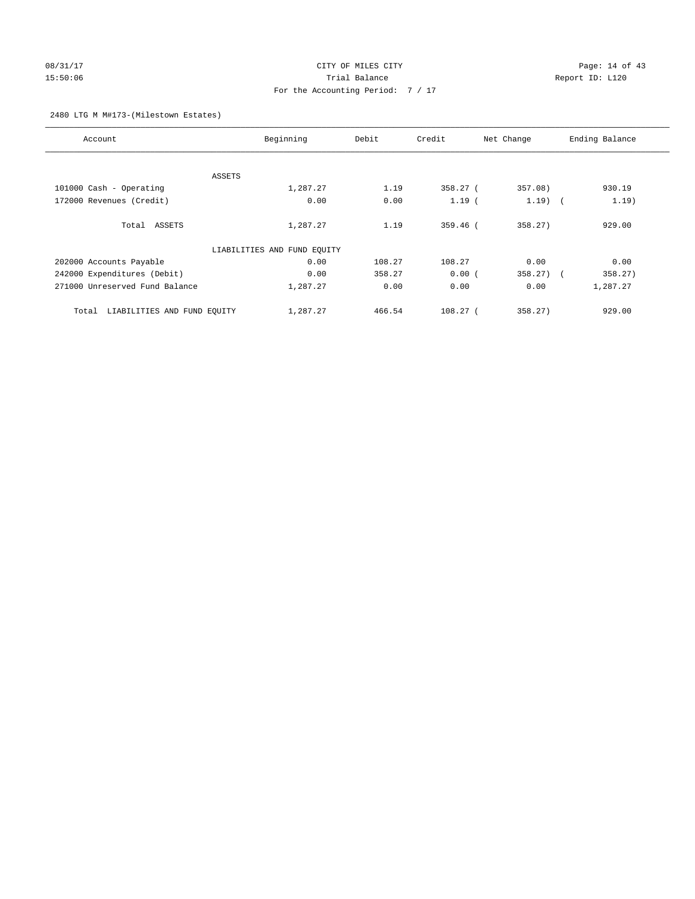CITY OF MILES CITY

Trial Balance

For the Accounting Period: 7 / 17

08/31/17
15:50:06

Report ID: L120

2480 LTG M M#173-(Milestown Estates)

| Account | Beginning | Debit | Credit | Net Change | Ending Balance |
|---|---|---|---|---|---|
| ASSETS | | | | | |
| 101000 Cash - Operating | 1,287.27 | 1.19 | 358.27 | ( 357.08) | 930.19 |
| 172000 Revenues (Credit) | 0.00 | 0.00 | 1.19 | ( 1.19) | ( 1.19) |
| Total ASSETS | 1,287.27 | 1.19 | 359.46 | ( 358.27) | 929.00 |
| LIABILITIES AND FUND EQUITY | | | | | |
| 202000 Accounts Payable | 0.00 | 108.27 | 108.27 | 0.00 | 0.00 |
| 242000 Expenditures (Debit) | 0.00 | 358.27 | 0.00 | ( 358.27) | ( 358.27) |
| 271000 Unreserved Fund Balance | 1,287.27 | 0.00 | 0.00 | 0.00 | 1,287.27 |
| Total LIABILITIES AND FUND EQUITY | 1,287.27 | 466.54 | 108.27 | ( 358.27) | 929.00 |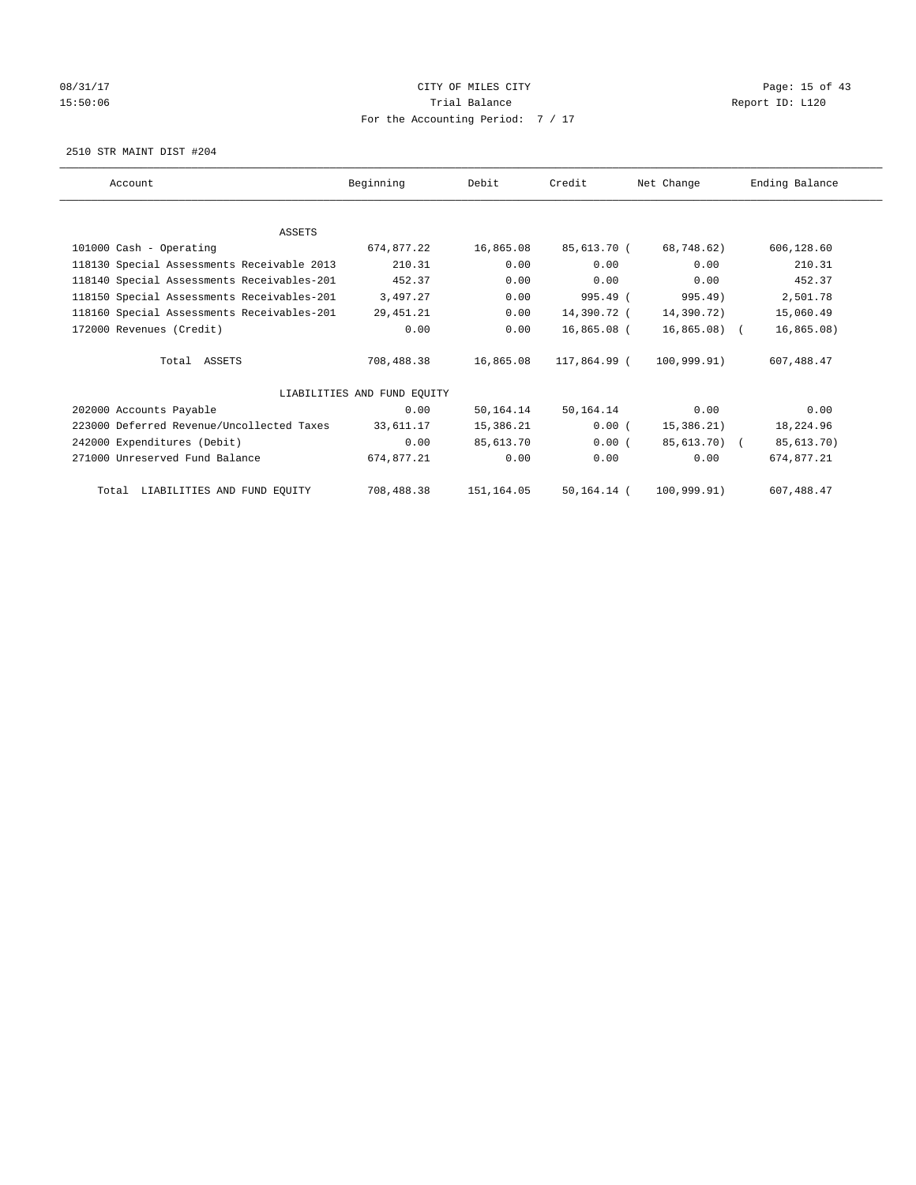08/31/17 CITY OF MILES CITY
15:50:06 Trial Balance Report ID: L120
For the Accounting Period: 7 / 17

2510 STR MAINT DIST #204

| Account | Beginning | Debit | Credit | Net Change | Ending Balance |
|---|---|---|---|---|---|
| ASSETS | | | | | |
| 101000 Cash - Operating | 674,877.22 | 16,865.08 | 85,613.70 | ( 68,748.62) | 606,128.60 |
| 118130 Special Assessments Receivable 2013 | 210.31 | 0.00 | 0.00 | 0.00 | 210.31 |
| 118140 Special Assessments Receivables-201 | 452.37 | 0.00 | 0.00 | 0.00 | 452.37 |
| 118150 Special Assessments Receivables-201 | 3,497.27 | 0.00 | 995.49 | ( 995.49) | 2,501.78 |
| 118160 Special Assessments Receivables-201 | 29,451.21 | 0.00 | 14,390.72 | ( 14,390.72) | 15,060.49 |
| 172000 Revenues (Credit) | 0.00 | 0.00 | 16,865.08 | ( 16,865.08) | ( 16,865.08) |
| Total ASSETS | 708,488.38 | 16,865.08 | 117,864.99 | ( 100,999.91) | 607,488.47 |
| LIABILITIES AND FUND EQUITY | | | | | |
| 202000 Accounts Payable | 0.00 | 50,164.14 | 50,164.14 | 0.00 | 0.00 |
| 223000 Deferred Revenue/Uncollected Taxes | 33,611.17 | 15,386.21 | 0.00 | ( 15,386.21) | 18,224.96 |
| 242000 Expenditures (Debit) | 0.00 | 85,613.70 | 0.00 | ( 85,613.70) | ( 85,613.70) |
| 271000 Unreserved Fund Balance | 674,877.21 | 0.00 | 0.00 | 0.00 | 674,877.21 |
| Total LIABILITIES AND FUND EQUITY | 708,488.38 | 151,164.05 | 50,164.14 | ( 100,999.91) | 607,488.47 |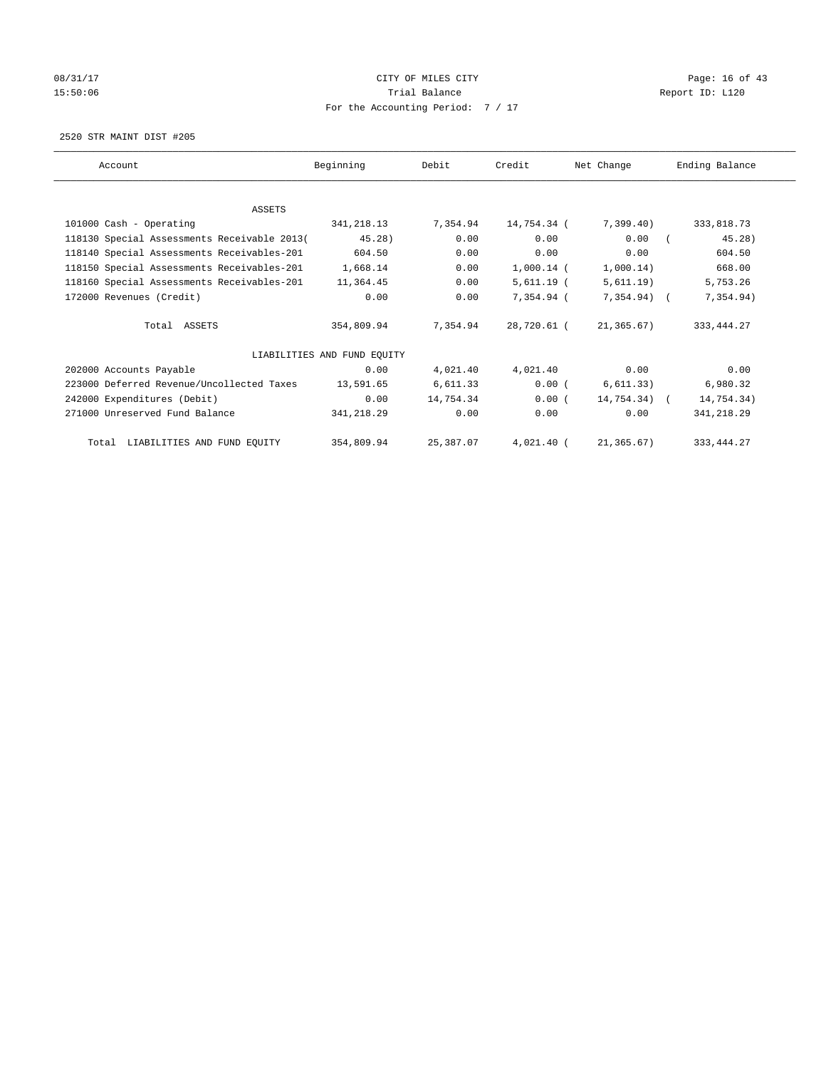08/31/17 CITY OF MILES CITY
15:50:06 Trial Balance Report ID: L120
For the Accounting Period: 7 / 17

2520 STR MAINT DIST #205

| Account | Beginning | Debit | Credit | Net Change | Ending Balance |
|---|---|---|---|---|---|
| ASSETS | | | | | |
| 101000 Cash - Operating | 341,218.13 | 7,354.94 | 14,754.34 | ( 7,399.40) | 333,818.73 |
| 118130 Special Assessments Receivable 2013 | ( 45.28) | 0.00 | 0.00 | 0.00 | ( 45.28) |
| 118140 Special Assessments Receivables-201 | 604.50 | 0.00 | 0.00 | 0.00 | 604.50 |
| 118150 Special Assessments Receivables-201 | 1,668.14 | 0.00 | 1,000.14 | ( 1,000.14) | 668.00 |
| 118160 Special Assessments Receivables-201 | 11,364.45 | 0.00 | 5,611.19 | ( 5,611.19) | 5,753.26 |
| 172000 Revenues (Credit) | 0.00 | 0.00 | 7,354.94 | ( 7,354.94) | ( 7,354.94) |
| Total ASSETS | 354,809.94 | 7,354.94 | 28,720.61 | ( 21,365.67) | 333,444.27 |
| LIABILITIES AND FUND EQUITY | | | | | |
| 202000 Accounts Payable | 0.00 | 4,021.40 | 4,021.40 | 0.00 | 0.00 |
| 223000 Deferred Revenue/Uncollected Taxes | 13,591.65 | 6,611.33 | 0.00 | ( 6,611.33) | 6,980.32 |
| 242000 Expenditures (Debit) | 0.00 | 14,754.34 | 0.00 | ( 14,754.34) | ( 14,754.34) |
| 271000 Unreserved Fund Balance | 341,218.29 | 0.00 | 0.00 | 0.00 | 341,218.29 |
| Total LIABILITIES AND FUND EQUITY | 354,809.94 | 25,387.07 | 4,021.40 | ( 21,365.67) | 333,444.27 |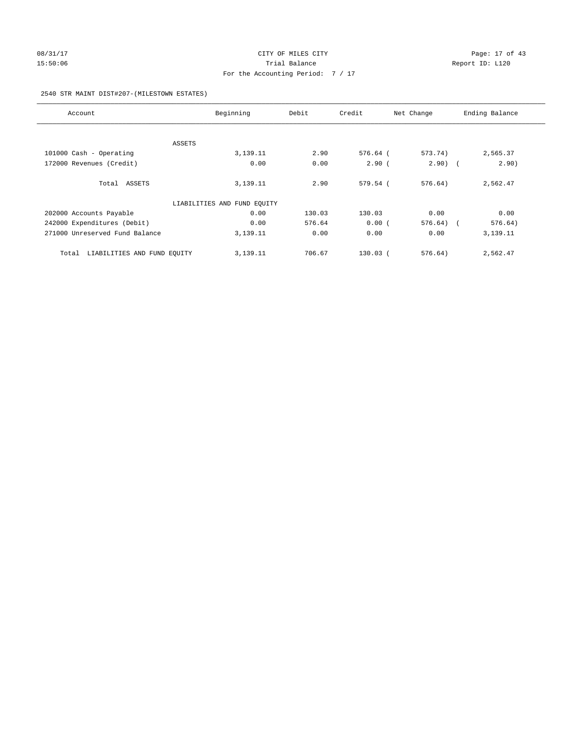CITY OF MILES CITY

Trial Balance

For the Accounting Period: 7 / 17

08/31/17 15:50:06 Report ID: L120

2540 STR MAINT DIST#207-(MILESTOWN ESTATES)

| Account | Beginning | Debit | Credit | Net Change | Ending Balance |
|---|---|---|---|---|---|
| ASSETS | | | | | |
| 101000 Cash - Operating | 3,139.11 | 2.90 | 576.64 | ( 573.74) | 2,565.37 |
| 172000 Revenues (Credit) | 0.00 | 0.00 | 2.90 | ( 2.90) | ( 2.90) |
| Total ASSETS | 3,139.11 | 2.90 | 579.54 | ( 576.64) | 2,562.47 |
| LIABILITIES AND FUND EQUITY | | | | | |
| 202000 Accounts Payable | 0.00 | 130.03 | 130.03 | 0.00 | 0.00 |
| 242000 Expenditures (Debit) | 0.00 | 576.64 | 0.00 | ( 576.64) | ( 576.64) |
| 271000 Unreserved Fund Balance | 3,139.11 | 0.00 | 0.00 | 0.00 | 3,139.11 |
| Total LIABILITIES AND FUND EQUITY | 3,139.11 | 706.67 | 130.03 | ( 576.64) | 2,562.47 |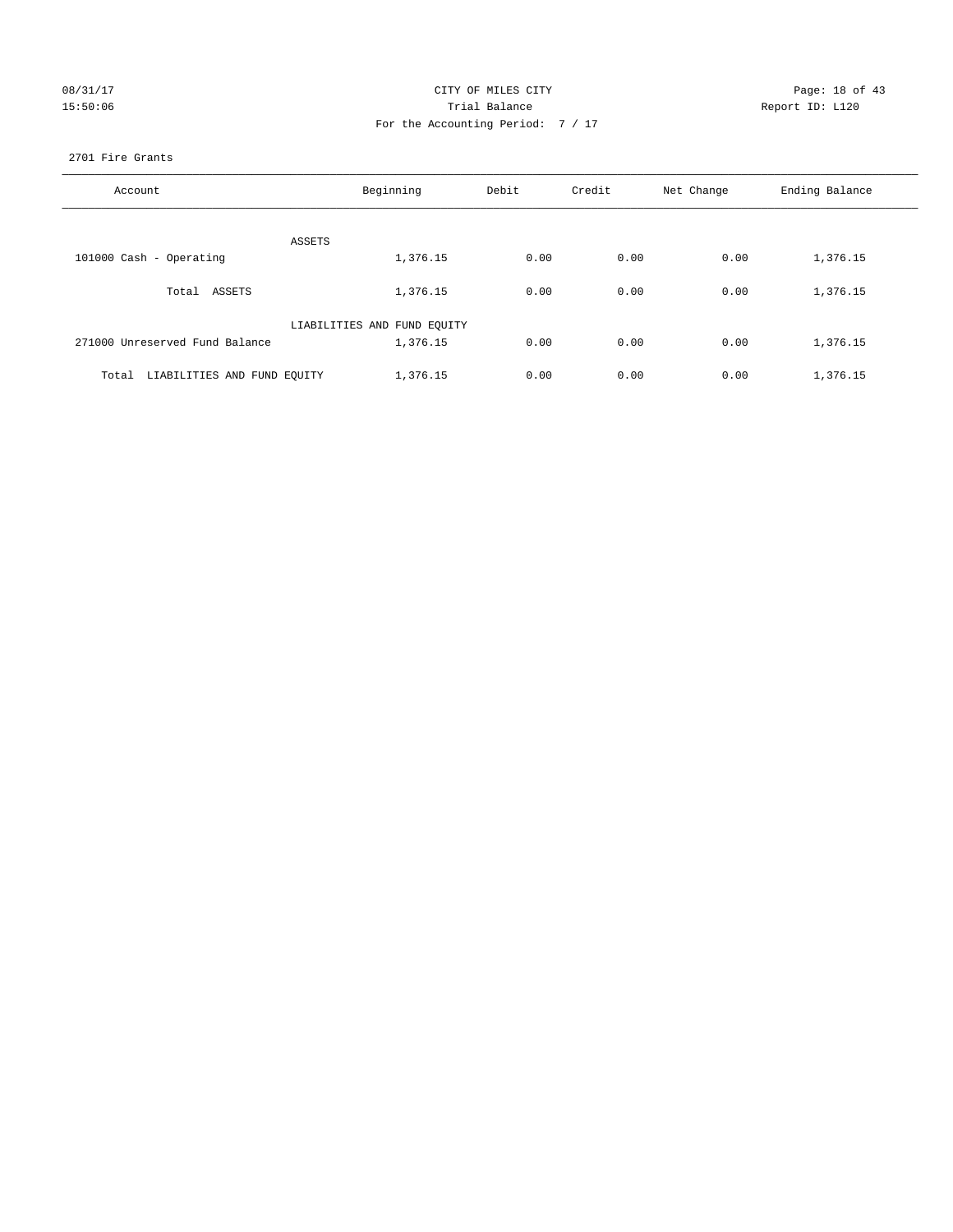08/31/17 CITY OF MILES CITY
15:50:06 Trial Balance Report ID: L120
For the Accounting Period: 7 / 17

2701 Fire Grants

| Account | Beginning | Debit | Credit | Net Change | Ending Balance |
|---|---|---|---|---|---|
| ASSETS | | | | | |
| 101000 Cash - Operating | 1,376.15 | 0.00 | 0.00 | 0.00 | 1,376.15 |
| Total ASSETS | 1,376.15 | 0.00 | 0.00 | 0.00 | 1,376.15 |
| LIABILITIES AND FUND EQUITY | | | | | |
| 271000 Unreserved Fund Balance | 1,376.15 | 0.00 | 0.00 | 0.00 | 1,376.15 |
| Total LIABILITIES AND FUND EQUITY | 1,376.15 | 0.00 | 0.00 | 0.00 | 1,376.15 |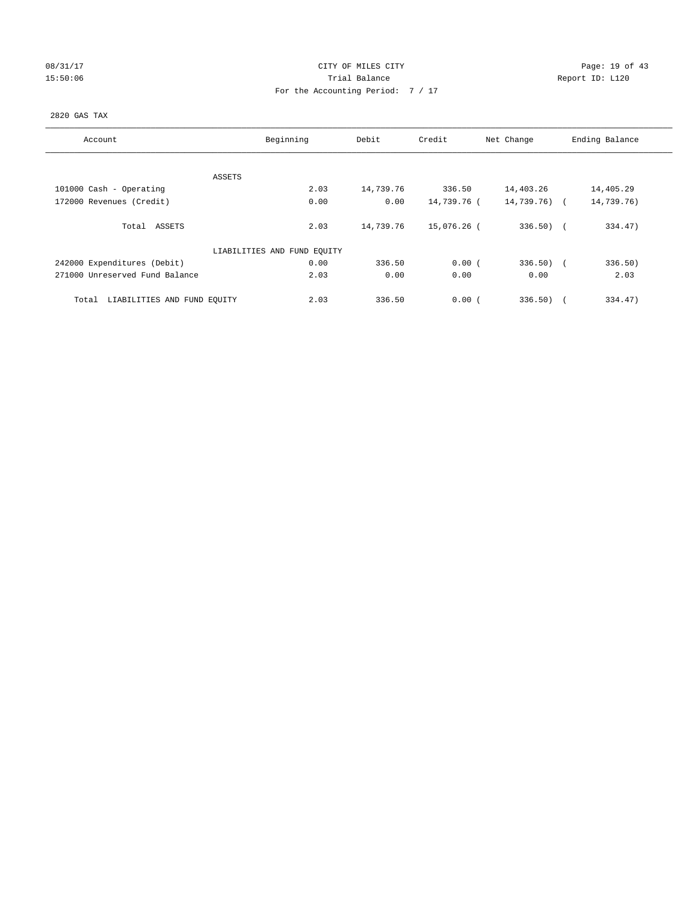CITY OF MILES CITY

Trial Balance

For the Accounting Period: 7 / 17

08/31/17 15:50:06 — Report ID: L120

2820 GAS TAX

| Account | Beginning | Debit | Credit | Net Change | Ending Balance |
|---|---|---|---|---|---|
| ASSETS | | | | | |
| 101000 Cash - Operating | 2.03 | 14,739.76 | 336.50 | 14,403.26 | 14,405.29 |
| 172000 Revenues (Credit) | 0.00 | 0.00 | 14,739.76 | ( 14,739.76) | ( 14,739.76) |
| Total ASSETS | 2.03 | 14,739.76 | 15,076.26 | ( 336.50) | ( 334.47) |
| LIABILITIES AND FUND EQUITY | | | | | |
| 242000 Expenditures (Debit) | 0.00 | 336.50 | 0.00 | ( 336.50) | ( 336.50) |
| 271000 Unreserved Fund Balance | 2.03 | 0.00 | 0.00 | 0.00 | 2.03 |
| Total LIABILITIES AND FUND EQUITY | 2.03 | 336.50 | 0.00 | ( 336.50) | ( 334.47) |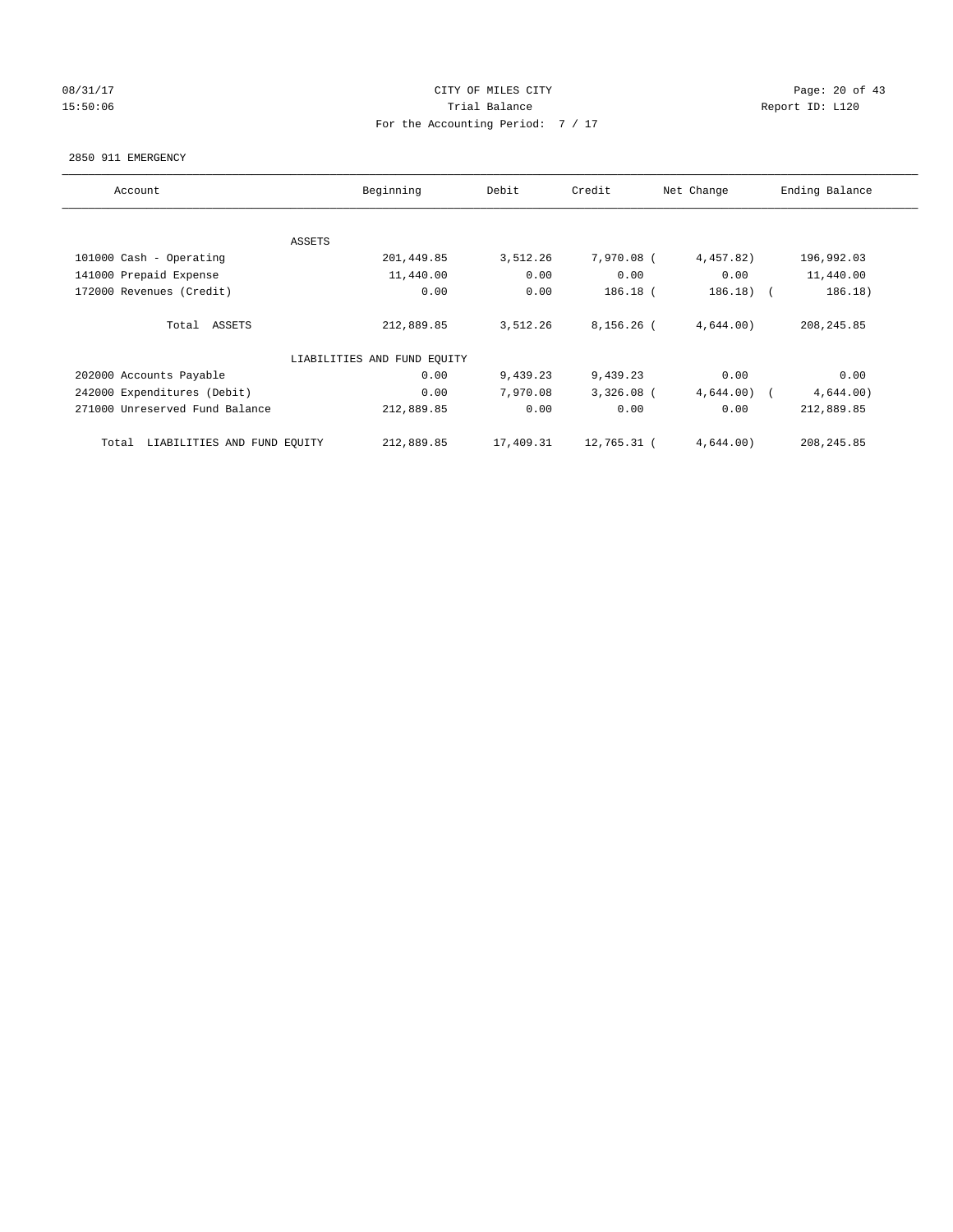08/31/17 CITY OF MILES CITY
15:50:06 Trial Balance Report ID: L120
For the Accounting Period: 7 / 17

2850 911 EMERGENCY

| Account | Beginning | Debit | Credit | Net Change | Ending Balance |
|---|---|---|---|---|---|
| ASSETS | | | | | |
| 101000 Cash - Operating | 201,449.85 | 3,512.26 | 7,970.08 | (4,457.82) | 196,992.03 |
| 141000 Prepaid Expense | 11,440.00 | 0.00 | 0.00 | 0.00 | 11,440.00 |
| 172000 Revenues (Credit) | 0.00 | 0.00 | 186.18 | (186.18) | (186.18) |
| Total ASSETS | 212,889.85 | 3,512.26 | 8,156.26 | (4,644.00) | 208,245.85 |
| LIABILITIES AND FUND EQUITY | | | | | |
| 202000 Accounts Payable | 0.00 | 9,439.23 | 9,439.23 | 0.00 | 0.00 |
| 242000 Expenditures (Debit) | 0.00 | 7,970.08 | 3,326.08 | (4,644.00) | (4,644.00) |
| 271000 Unreserved Fund Balance | 212,889.85 | 0.00 | 0.00 | 0.00 | 212,889.85 |
| Total LIABILITIES AND FUND EQUITY | 212,889.85 | 17,409.31 | 12,765.31 | (4,644.00) | 208,245.85 |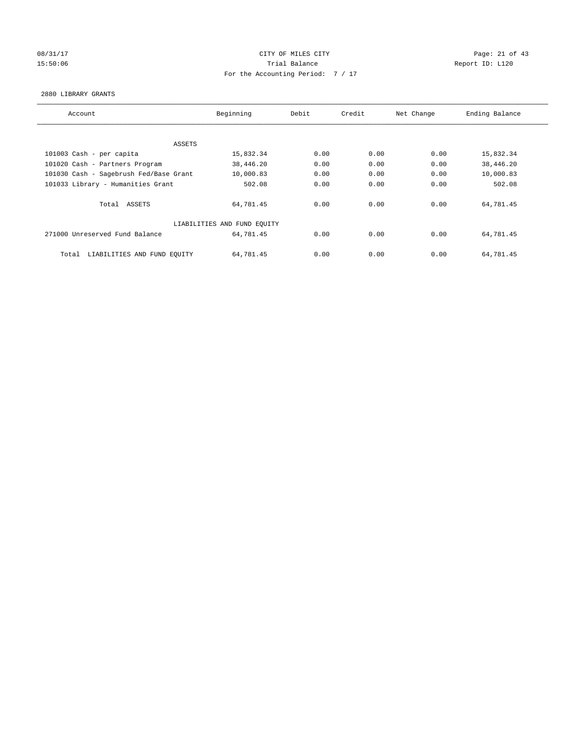CITY OF MILES CITY

Trial Balance

For the Accounting Period: 7 / 17

08/31/17 15:50:06 Report ID: L120

2880 LIBRARY GRANTS

| Account | Beginning | Debit | Credit | Net Change | Ending Balance |
|---|---|---|---|---|---|
| ASSETS | | | | | |
| 101003 Cash - per capita | 15,832.34 | 0.00 | 0.00 | 0.00 | 15,832.34 |
| 101020 Cash - Partners Program | 38,446.20 | 0.00 | 0.00 | 0.00 | 38,446.20 |
| 101030 Cash - Sagebrush Fed/Base Grant | 10,000.83 | 0.00 | 0.00 | 0.00 | 10,000.83 |
| 101033 Library - Humanities Grant | 502.08 | 0.00 | 0.00 | 0.00 | 502.08 |
| Total ASSETS | 64,781.45 | 0.00 | 0.00 | 0.00 | 64,781.45 |
| LIABILITIES AND FUND EQUITY | | | | | |
| 271000 Unreserved Fund Balance | 64,781.45 | 0.00 | 0.00 | 0.00 | 64,781.45 |
| Total LIABILITIES AND FUND EQUITY | 64,781.45 | 0.00 | 0.00 | 0.00 | 64,781.45 |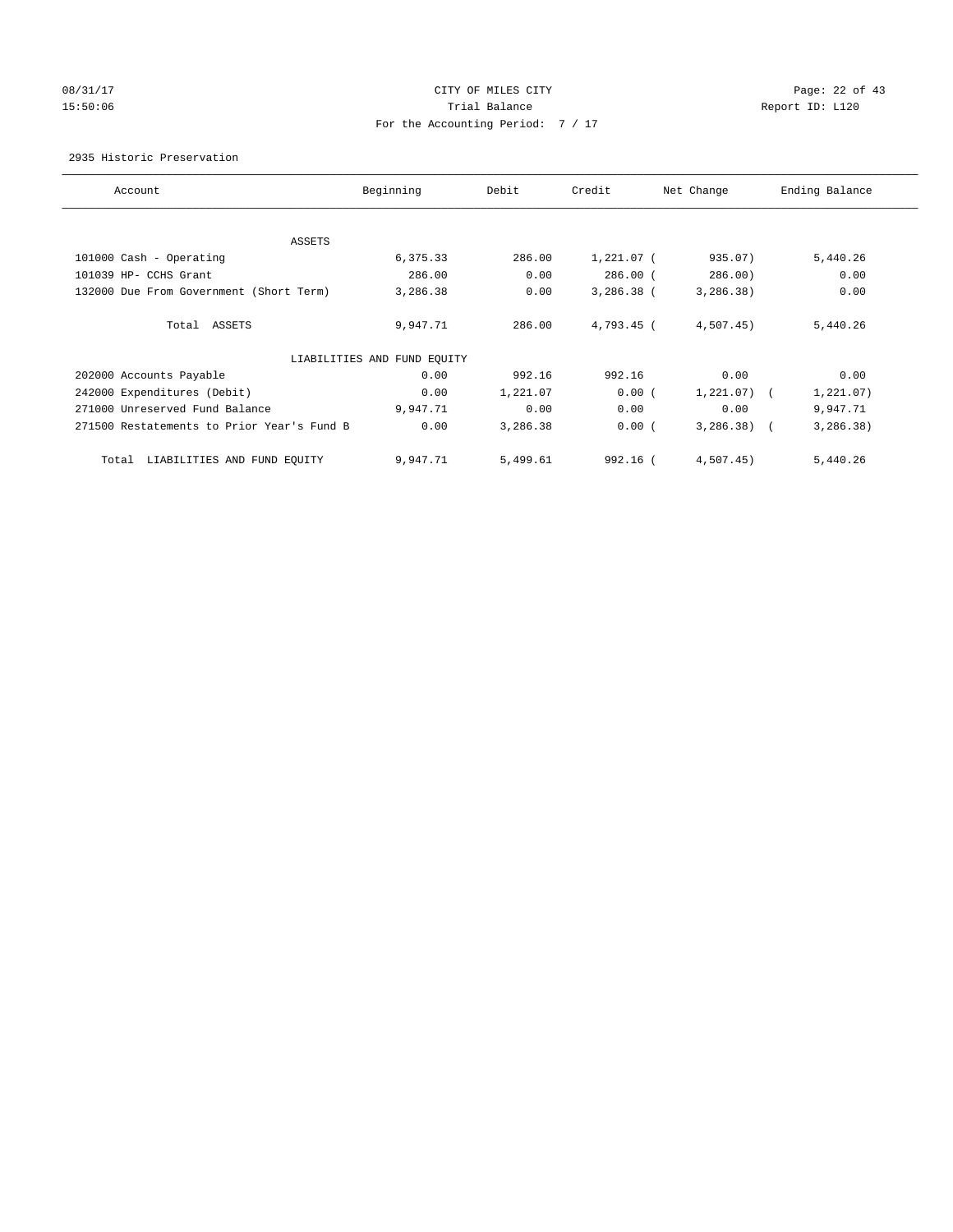08/31/17 CITY OF MILES CITY
15:50:06 Trial Balance Report ID: L120
For the Accounting Period: 7 / 17

2935 Historic Preservation

| Account | Beginning | Debit | Credit | Net Change | Ending Balance |
|---|---|---|---|---|---|
| ASSETS | | | | | |
| 101000 Cash - Operating | 6,375.33 | 286.00 | 1,221.07 | ( 935.07) | 5,440.26 |
| 101039 HP- CCHS Grant | 286.00 | 0.00 | 286.00 | ( 286.00) | 0.00 |
| 132000 Due From Government (Short Term) | 3,286.38 | 0.00 | 3,286.38 | ( 3,286.38) | 0.00 |
| Total ASSETS | 9,947.71 | 286.00 | 4,793.45 | ( 4,507.45) | 5,440.26 |
| LIABILITIES AND FUND EQUITY | | | | | |
| 202000 Accounts Payable | 0.00 | 992.16 | 992.16 | 0.00 | 0.00 |
| 242000 Expenditures (Debit) | 0.00 | 1,221.07 | 0.00 | ( 1,221.07) | ( 1,221.07) |
| 271000 Unreserved Fund Balance | 9,947.71 | 0.00 | 0.00 | 0.00 | 9,947.71 |
| 271500 Restatements to Prior Year's Fund B | 0.00 | 3,286.38 | 0.00 | ( 3,286.38) | ( 3,286.38) |
| Total LIABILITIES AND FUND EQUITY | 9,947.71 | 5,499.61 | 992.16 | ( 4,507.45) | 5,440.26 |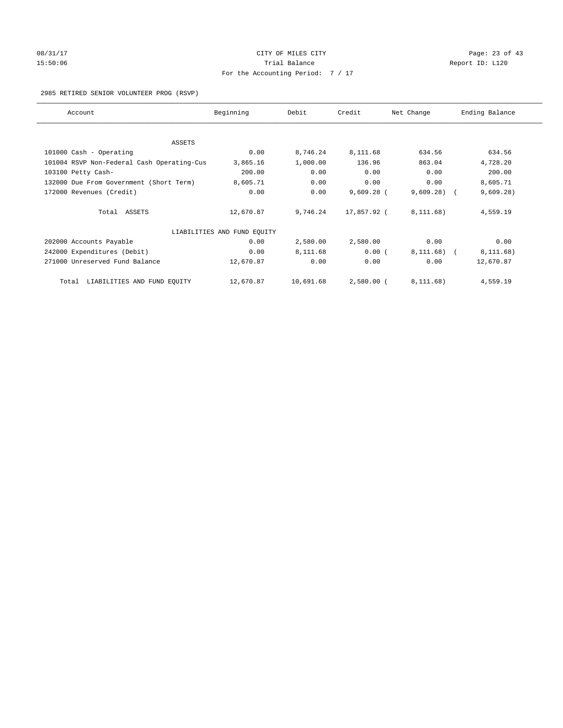CITY OF MILES CITY
Trial Balance
For the Accounting Period: 7 / 17

08/31/17 15:50:06 Report ID: L120

2985 RETIRED SENIOR VOLUNTEER PROG (RSVP)

| Account | Beginning | Debit | Credit | Net Change | Ending Balance |
|---|---|---|---|---|---|
| ASSETS | | | | | |
| 101000 Cash - Operating | 0.00 | 8,746.24 | 8,111.68 | 634.56 | 634.56 |
| 101004 RSVP Non-Federal Cash Operating-Cus | 3,865.16 | 1,000.00 | 136.96 | 863.04 | 4,728.20 |
| 103100 Petty Cash- | 200.00 | 0.00 | 0.00 | 0.00 | 200.00 |
| 132000 Due From Government (Short Term) | 8,605.71 | 0.00 | 0.00 | 0.00 | 8,605.71 |
| 172000 Revenues (Credit) | 0.00 | 0.00 | 9,609.28 | ( 9,609.28) | ( 9,609.28) |
| Total ASSETS | 12,670.87 | 9,746.24 | 17,857.92 | ( 8,111.68) | 4,559.19 |
| LIABILITIES AND FUND EQUITY | | | | | |
| 202000 Accounts Payable | 0.00 | 2,580.00 | 2,580.00 | 0.00 | 0.00 |
| 242000 Expenditures (Debit) | 0.00 | 8,111.68 | 0.00 | ( 8,111.68) | ( 8,111.68) |
| 271000 Unreserved Fund Balance | 12,670.87 | 0.00 | 0.00 | 0.00 | 12,670.87 |
| Total LIABILITIES AND FUND EQUITY | 12,670.87 | 10,691.68 | 2,580.00 | ( 8,111.68) | 4,559.19 |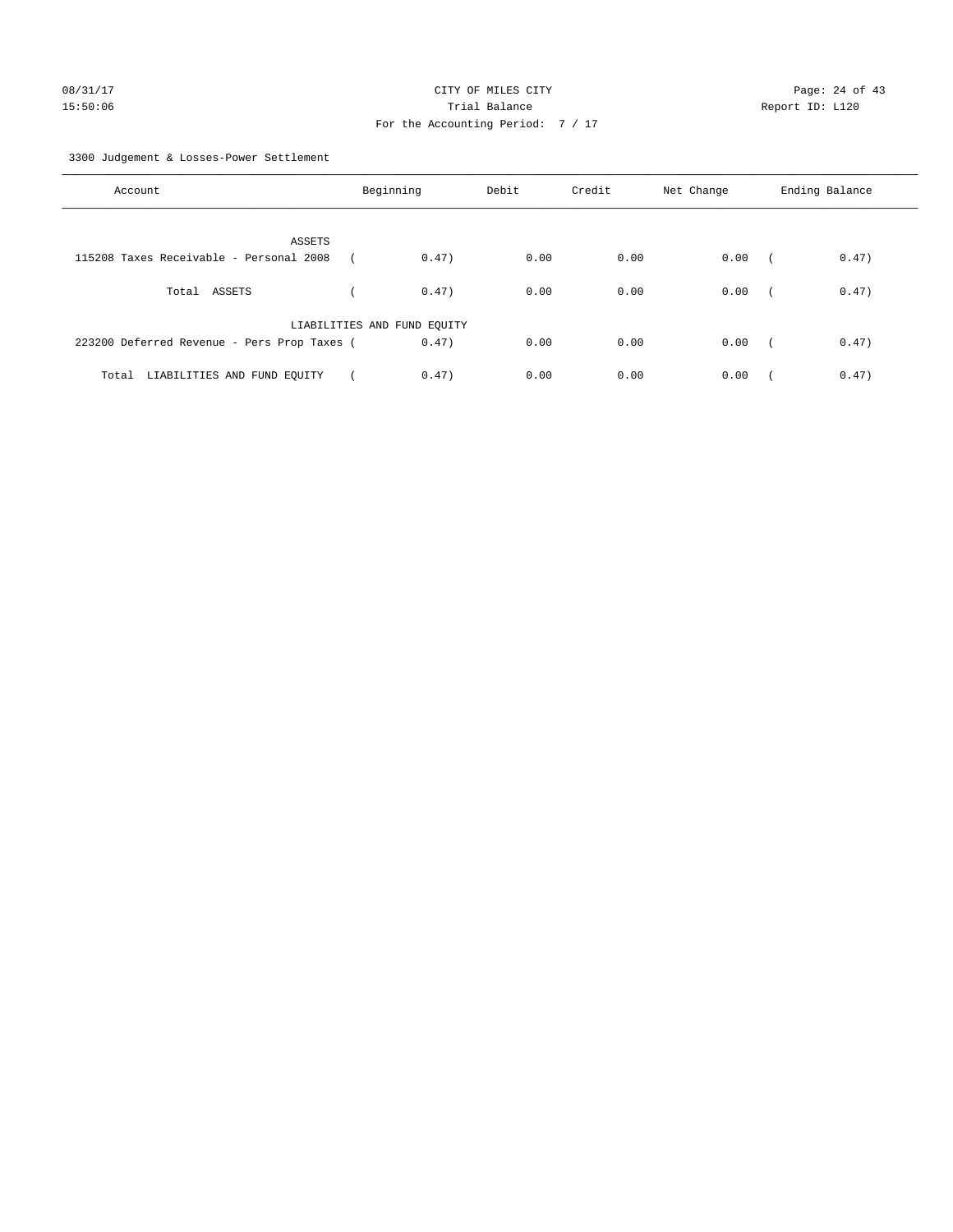CITY OF MILES CITY
Trial Balance
For the Accounting Period: 7 / 17

08/31/17
15:50:06

Report ID: L120

3300 Judgement & Losses-Power Settlement

| Account | Beginning | Debit | Credit | Net Change | Ending Balance |
|---|---|---|---|---|---|
| ASSETS | | | | | |
| 115208 Taxes Receivable - Personal 2008 | ( 0.47) | 0.00 | 0.00 | 0.00 | ( 0.47) |
| Total ASSETS | ( 0.47) | 0.00 | 0.00 | 0.00 | ( 0.47) |
| LIABILITIES AND FUND EQUITY | | | | | |
| 223200 Deferred Revenue - Pers Prop Taxes | ( 0.47) | 0.00 | 0.00 | 0.00 | ( 0.47) |
| Total LIABILITIES AND FUND EQUITY | ( 0.47) | 0.00 | 0.00 | 0.00 | ( 0.47) |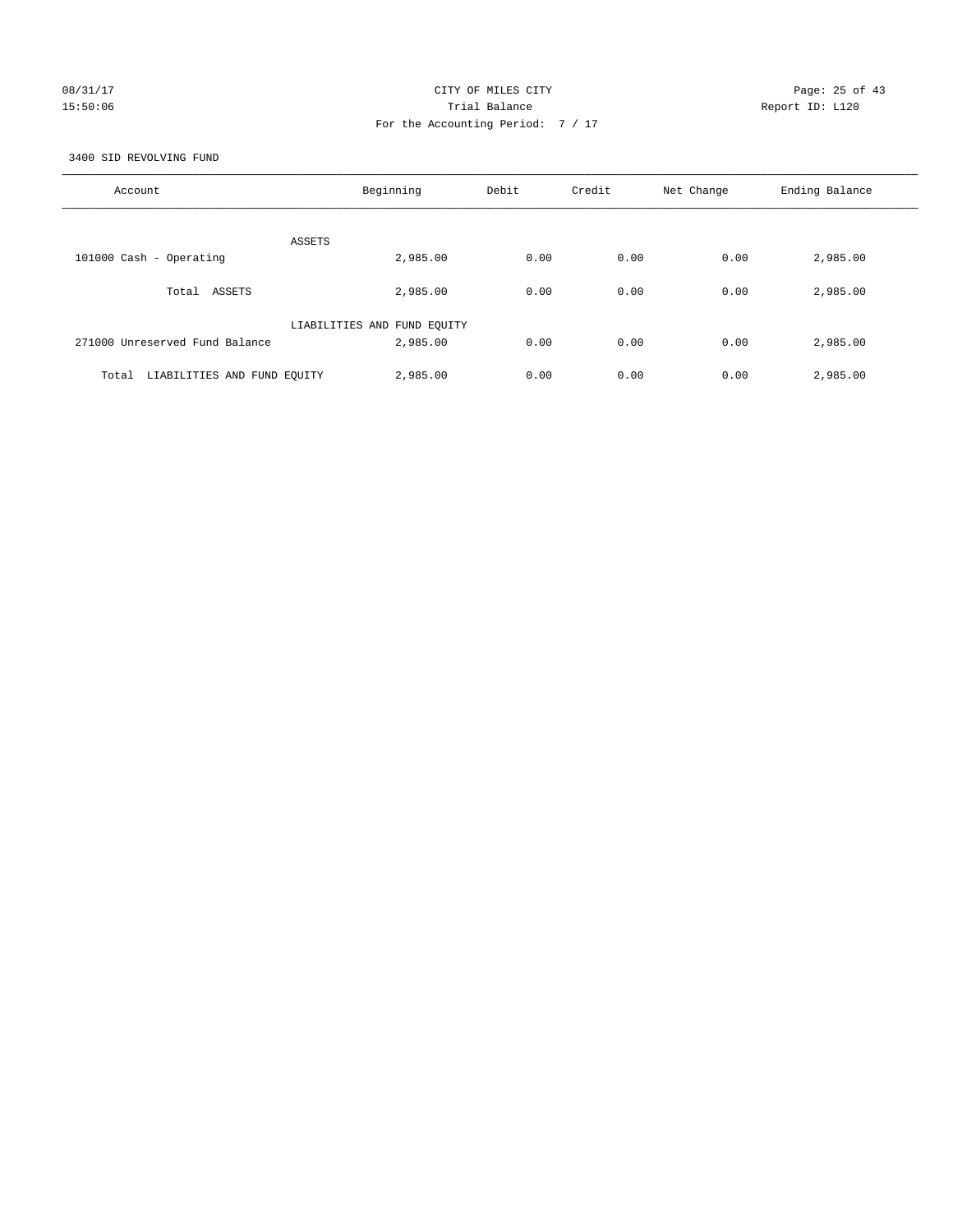CITY OF MILES CITY
Trial Balance
For the Accounting Period: 7 / 17

08/31/17
15:50:06

Report ID: L120

3400 SID REVOLVING FUND

| Account | Beginning | Debit | Credit | Net Change | Ending Balance |
|---|---|---|---|---|---|
| ASSETS | | | | | |
| 101000 Cash - Operating | 2,985.00 | 0.00 | 0.00 | 0.00 | 2,985.00 |
| Total ASSETS | 2,985.00 | 0.00 | 0.00 | 0.00 | 2,985.00 |
| LIABILITIES AND FUND EQUITY | | | | | |
| 271000 Unreserved Fund Balance | 2,985.00 | 0.00 | 0.00 | 0.00 | 2,985.00 |
| Total LIABILITIES AND FUND EQUITY | 2,985.00 | 0.00 | 0.00 | 0.00 | 2,985.00 |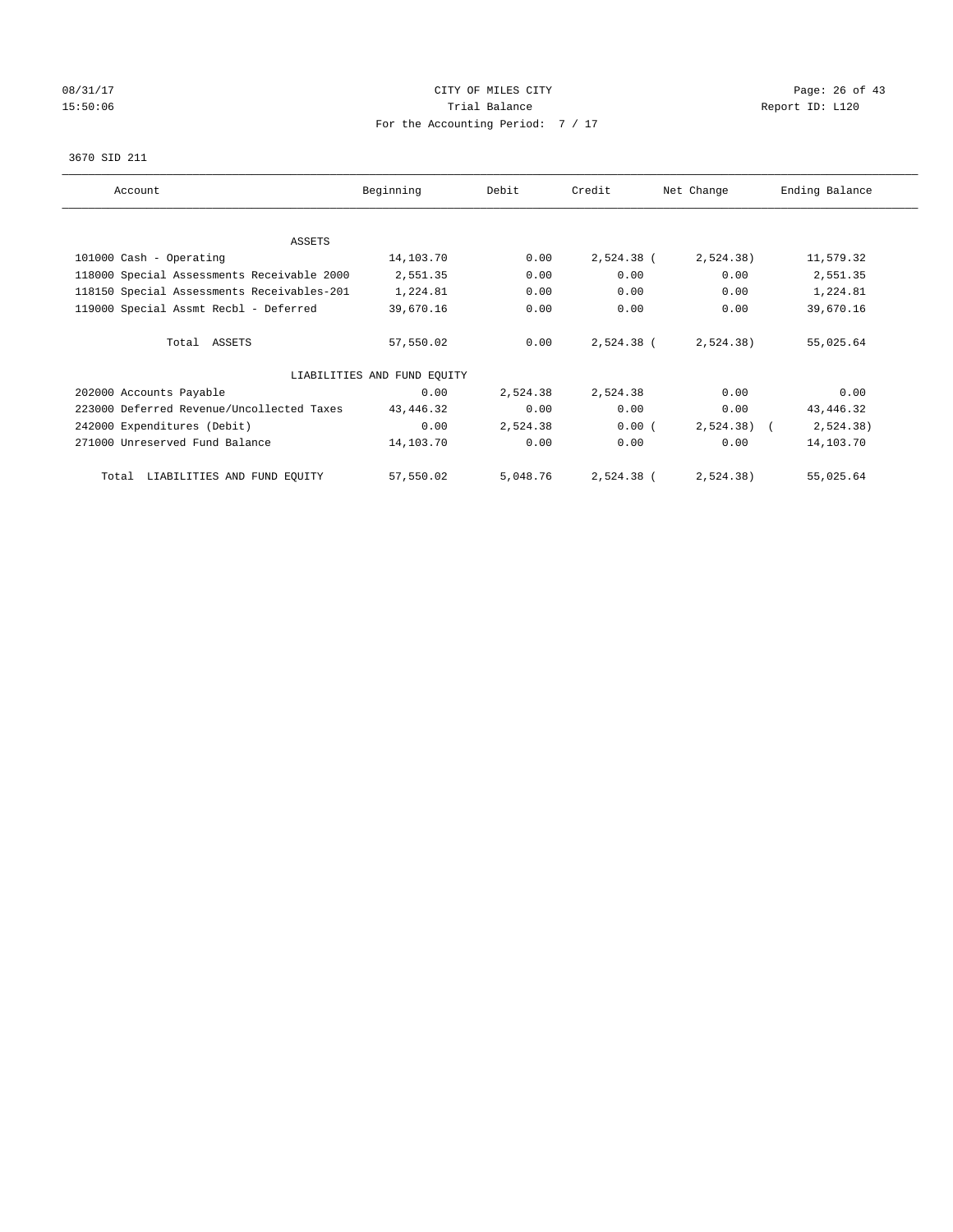08/31/17 CITY OF MILES CITY
15:50:06 Trial Balance Report ID: L120
For the Accounting Period: 7 / 17

3670 SID 211

| Account | Beginning | Debit | Credit | Net Change | Ending Balance |
|---|---|---|---|---|---|
| ASSETS | | | | | |
| 101000 Cash - Operating | 14,103.70 | 0.00 | 2,524.38 | ( 2,524.38) | 11,579.32 |
| 118000 Special Assessments Receivable 2000 | 2,551.35 | 0.00 | 0.00 | 0.00 | 2,551.35 |
| 118150 Special Assessments Receivables-201 | 1,224.81 | 0.00 | 0.00 | 0.00 | 1,224.81 |
| 119000 Special Assmt Recbl - Deferred | 39,670.16 | 0.00 | 0.00 | 0.00 | 39,670.16 |
| Total ASSETS | 57,550.02 | 0.00 | 2,524.38 | ( 2,524.38) | 55,025.64 |
| LIABILITIES AND FUND EQUITY | | | | | |
| 202000 Accounts Payable | 0.00 | 2,524.38 | 2,524.38 | 0.00 | 0.00 |
| 223000 Deferred Revenue/Uncollected Taxes | 43,446.32 | 0.00 | 0.00 | 0.00 | 43,446.32 |
| 242000 Expenditures (Debit) | 0.00 | 2,524.38 | 0.00 | ( 2,524.38) | ( 2,524.38) |
| 271000 Unreserved Fund Balance | 14,103.70 | 0.00 | 0.00 | 0.00 | 14,103.70 |
| Total LIABILITIES AND FUND EQUITY | 57,550.02 | 5,048.76 | 2,524.38 | ( 2,524.38) | 55,025.64 |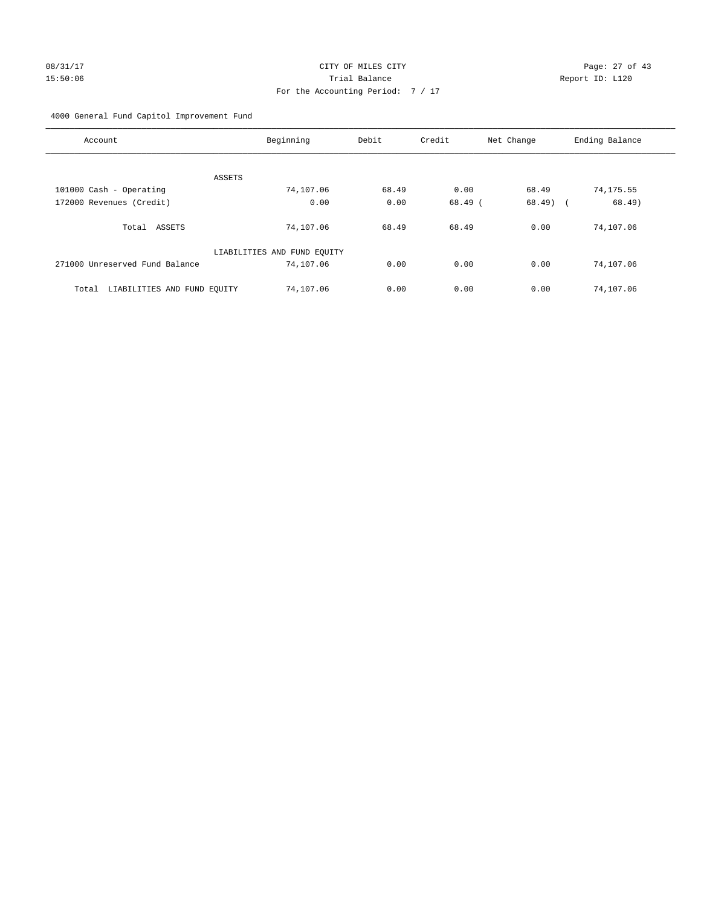08/31/17 CITY OF MILES CITY
15:50:06 Trial Balance Report ID: L120
For the Accounting Period: 7 / 17

4000 General Fund Capitol Improvement Fund

| Account | Beginning | Debit | Credit | Net Change | Ending Balance |
|---|---|---|---|---|---|
| ASSETS | | | | | |
| 101000 Cash - Operating | 74,107.06 | 68.49 | 0.00 | 68.49 | 74,175.55 |
| 172000 Revenues (Credit) | 0.00 | 0.00 | 68.49 | (68.49) | (68.49) |
| Total ASSETS | 74,107.06 | 68.49 | 68.49 | 0.00 | 74,107.06 |
| LIABILITIES AND FUND EQUITY | | | | | |
| 271000 Unreserved Fund Balance | 74,107.06 | 0.00 | 0.00 | 0.00 | 74,107.06 |
| Total LIABILITIES AND FUND EQUITY | 74,107.06 | 0.00 | 0.00 | 0.00 | 74,107.06 |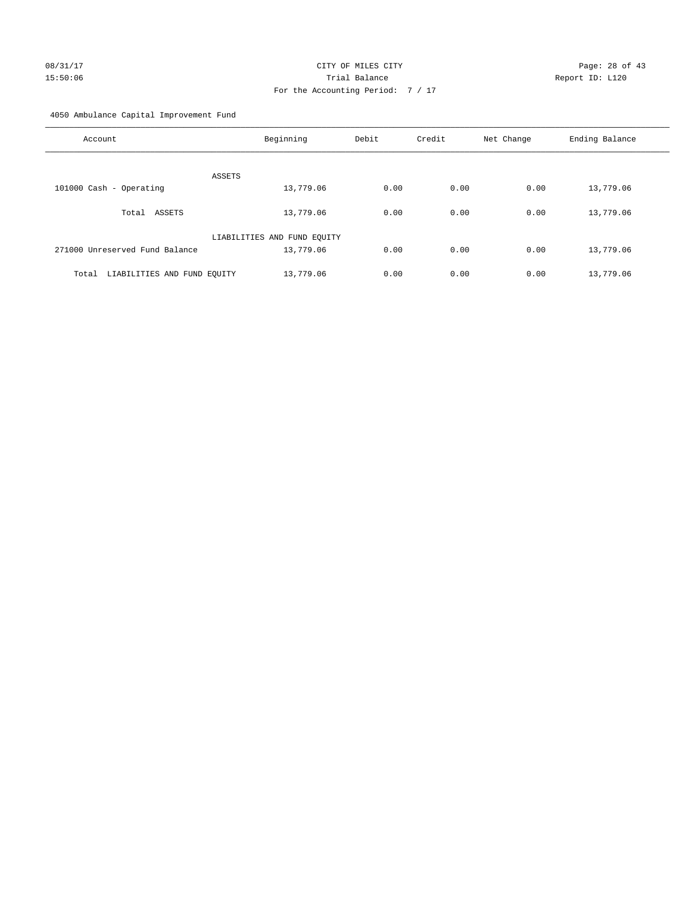CITY OF MILES CITY
Trial Balance
For the Accounting Period: 7 / 17

08/31/17 15:50:06 Report ID: L120

4050 Ambulance Capital Improvement Fund

| Account | Beginning | Debit | Credit | Net Change | Ending Balance |
|---|---|---|---|---|---|
| ASSETS | | | | | |
| 101000 Cash - Operating | 13,779.06 | 0.00 | 0.00 | 0.00 | 13,779.06 |
| Total ASSETS | 13,779.06 | 0.00 | 0.00 | 0.00 | 13,779.06 |
| LIABILITIES AND FUND EQUITY | | | | | |
| 271000 Unreserved Fund Balance | 13,779.06 | 0.00 | 0.00 | 0.00 | 13,779.06 |
| Total LIABILITIES AND FUND EQUITY | 13,779.06 | 0.00 | 0.00 | 0.00 | 13,779.06 |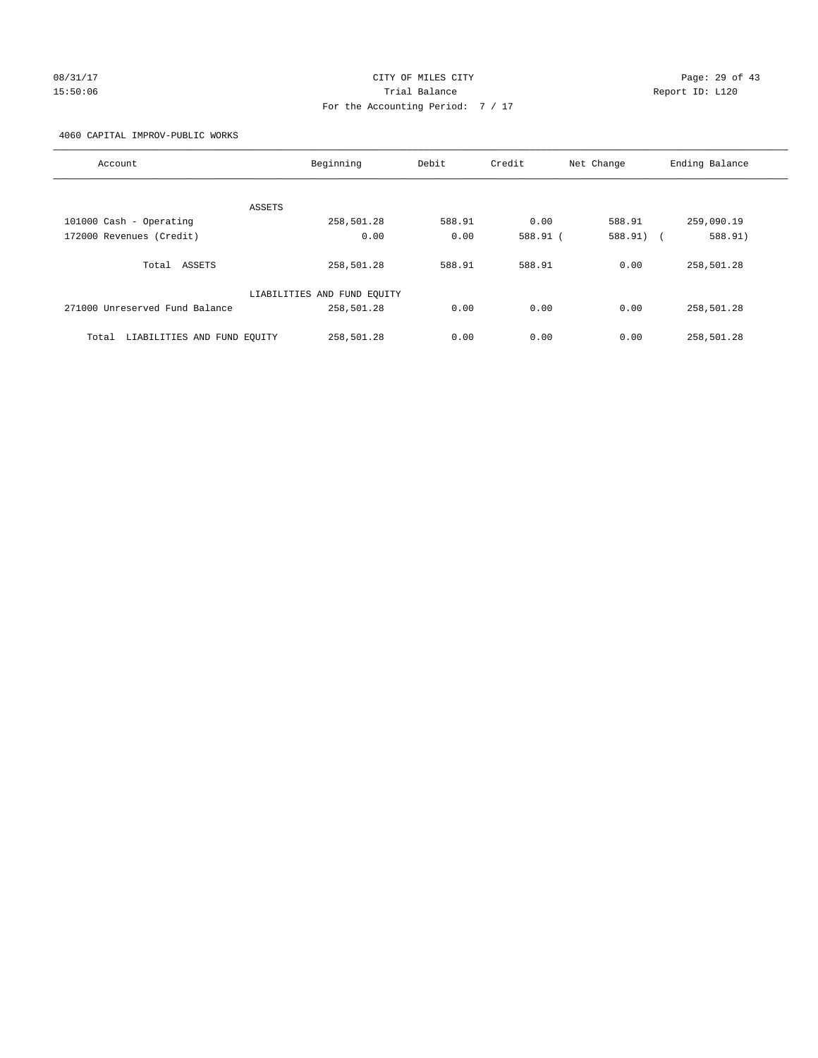08/31/17 CITY OF MILES CITY
15:50:06 Trial Balance Report ID: L120
For the Accounting Period: 7 / 17

4060 CAPITAL IMPROV-PUBLIC WORKS

| Account | Beginning | Debit | Credit | Net Change | Ending Balance |
|---|---|---|---|---|---|
| ASSETS | | | | | |
| 101000 Cash - Operating | 258,501.28 | 588.91 | 0.00 | 588.91 | 259,090.19 |
| 172000 Revenues (Credit) | 0.00 | 0.00 | 588.91 | ( 588.91) | ( 588.91) |
| Total ASSETS | 258,501.28 | 588.91 | 588.91 | 0.00 | 258,501.28 |
| LIABILITIES AND FUND EQUITY | | | | | |
| 271000 Unreserved Fund Balance | 258,501.28 | 0.00 | 0.00 | 0.00 | 258,501.28 |
| Total LIABILITIES AND FUND EQUITY | 258,501.28 | 0.00 | 0.00 | 0.00 | 258,501.28 |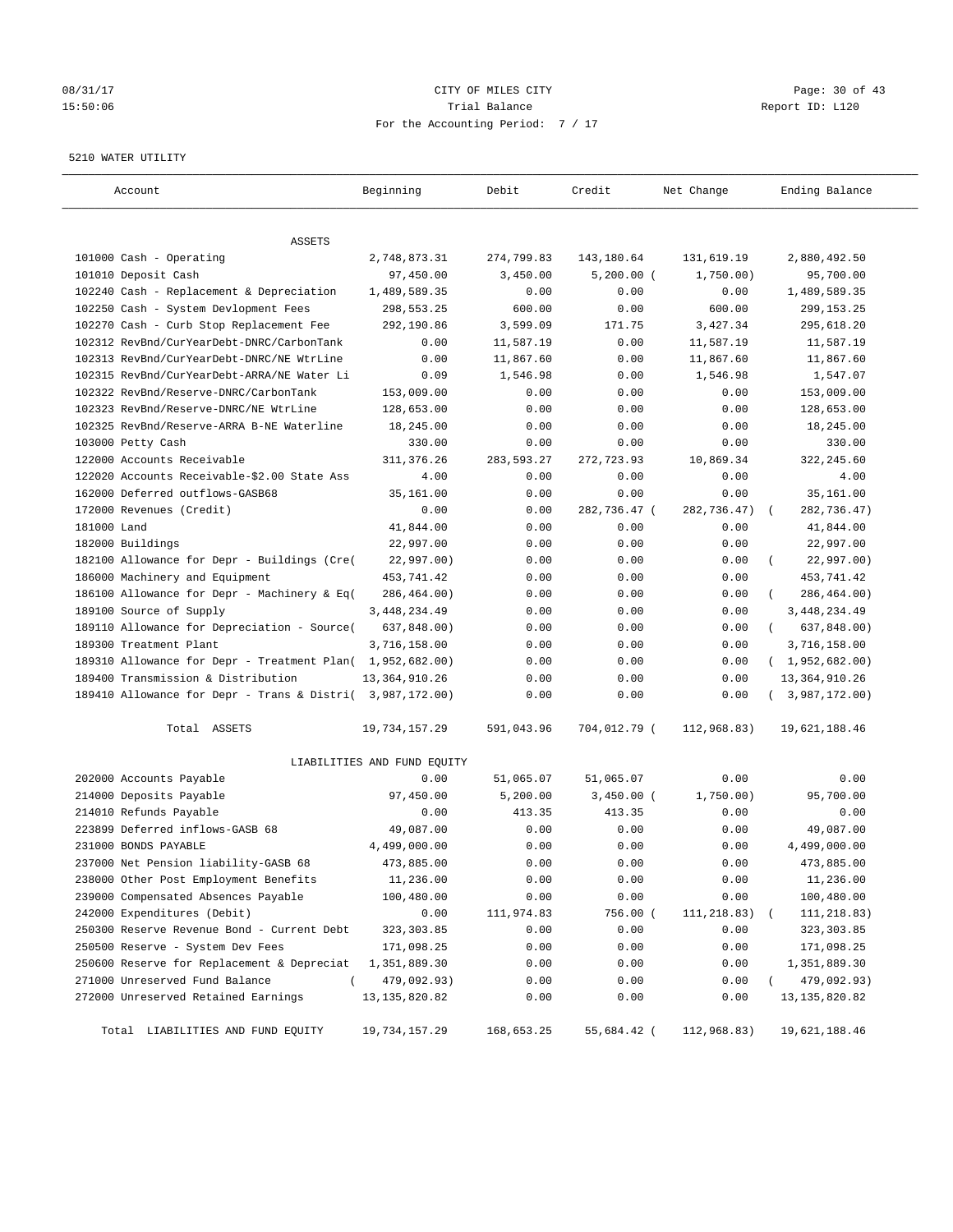CITY OF MILES CITY
Trial Balance
For the Accounting Period: 7 / 17

08/31/17
15:50:06

Report ID: L120

5210 WATER UTILITY

| Account | Beginning | Debit | Credit | Net Change | Ending Balance |
|---|---|---|---|---|---|
| ASSETS | | | | | |
| 101000 Cash - Operating | 2,748,873.31 | 274,799.83 | 143,180.64 | 131,619.19 | 2,880,492.50 |
| 101010 Deposit Cash | 97,450.00 | 3,450.00 | 5,200.00 | ( 1,750.00) | 95,700.00 |
| 102240 Cash - Replacement & Depreciation | 1,489,589.35 | 0.00 | 0.00 | 0.00 | 1,489,589.35 |
| 102250 Cash - System Devlopment Fees | 298,553.25 | 600.00 | 0.00 | 600.00 | 299,153.25 |
| 102270 Cash - Curb Stop Replacement Fee | 292,190.86 | 3,599.09 | 171.75 | 3,427.34 | 295,618.20 |
| 102312 RevBnd/CurYearDebt-DNRC/CarbonTank | 0.00 | 11,587.19 | 0.00 | 11,587.19 | 11,587.19 |
| 102313 RevBnd/CurYearDebt-DNRC/NE WtrLine | 0.00 | 11,867.60 | 0.00 | 11,867.60 | 11,867.60 |
| 102315 RevBnd/CurYearDebt-ARRA/NE Water Li | 0.09 | 1,546.98 | 0.00 | 1,546.98 | 1,547.07 |
| 102322 RevBnd/Reserve-DNRC/CarbonTank | 153,009.00 | 0.00 | 0.00 | 0.00 | 153,009.00 |
| 102323 RevBnd/Reserve-DNRC/NE WtrLine | 128,653.00 | 0.00 | 0.00 | 0.00 | 128,653.00 |
| 102325 RevBnd/Reserve-ARRA B-NE Waterline | 18,245.00 | 0.00 | 0.00 | 0.00 | 18,245.00 |
| 103000 Petty Cash | 330.00 | 0.00 | 0.00 | 0.00 | 330.00 |
| 122000 Accounts Receivable | 311,376.26 | 283,593.27 | 272,723.93 | 10,869.34 | 322,245.60 |
| 122020 Accounts Receivable-$2.00 State Ass | 4.00 | 0.00 | 0.00 | 0.00 | 4.00 |
| 162000 Deferred outflows-GASB68 | 35,161.00 | 0.00 | 0.00 | 0.00 | 35,161.00 |
| 172000 Revenues (Credit) | 0.00 | 0.00 | 282,736.47 | ( 282,736.47) | ( 282,736.47) |
| 181000 Land | 41,844.00 | 0.00 | 0.00 | 0.00 | 41,844.00 |
| 182000 Buildings | 22,997.00 | 0.00 | 0.00 | 0.00 | 22,997.00 |
| 182100 Allowance for Depr - Buildings (Cre( | 22,997.00) | 0.00 | 0.00 | 0.00 | ( 22,997.00) |
| 186000 Machinery and Equipment | 453,741.42 | 0.00 | 0.00 | 0.00 | 453,741.42 |
| 186100 Allowance for Depr - Machinery & Eq( | 286,464.00) | 0.00 | 0.00 | 0.00 | ( 286,464.00) |
| 189100 Source of Supply | 3,448,234.49 | 0.00 | 0.00 | 0.00 | 3,448,234.49 |
| 189110 Allowance for Depreciation - Source( | 637,848.00) | 0.00 | 0.00 | 0.00 | ( 637,848.00) |
| 189300 Treatment Plant | 3,716,158.00 | 0.00 | 0.00 | 0.00 | 3,716,158.00 |
| 189310 Allowance for Depr - Treatment Plan( | 1,952,682.00) | 0.00 | 0.00 | 0.00 | ( 1,952,682.00) |
| 189400 Transmission & Distribution | 13,364,910.26 | 0.00 | 0.00 | 0.00 | 13,364,910.26 |
| 189410 Allowance for Depr - Trans & Distri( | 3,987,172.00) | 0.00 | 0.00 | 0.00 | ( 3,987,172.00) |
| Total ASSETS | 19,734,157.29 | 591,043.96 | 704,012.79 | ( 112,968.83) | 19,621,188.46 |
| LIABILITIES AND FUND EQUITY | | | | | |
| 202000 Accounts Payable | 0.00 | 51,065.07 | 51,065.07 | 0.00 | 0.00 |
| 214000 Deposits Payable | 97,450.00 | 5,200.00 | 3,450.00 | ( 1,750.00) | 95,700.00 |
| 214010 Refunds Payable | 0.00 | 413.35 | 413.35 | 0.00 | 0.00 |
| 223899 Deferred inflows-GASB 68 | 49,087.00 | 0.00 | 0.00 | 0.00 | 49,087.00 |
| 231000 BONDS PAYABLE | 4,499,000.00 | 0.00 | 0.00 | 0.00 | 4,499,000.00 |
| 237000 Net Pension liability-GASB 68 | 473,885.00 | 0.00 | 0.00 | 0.00 | 473,885.00 |
| 238000 Other Post Employment Benefits | 11,236.00 | 0.00 | 0.00 | 0.00 | 11,236.00 |
| 239000 Compensated Absences Payable | 100,480.00 | 0.00 | 0.00 | 0.00 | 100,480.00 |
| 242000 Expenditures (Debit) | 0.00 | 111,974.83 | 756.00 | ( 111,218.83) | ( 111,218.83) |
| 250300 Reserve Revenue Bond - Current Debt | 323,303.85 | 0.00 | 0.00 | 0.00 | 323,303.85 |
| 250500 Reserve - System Dev Fees | 171,098.25 | 0.00 | 0.00 | 0.00 | 171,098.25 |
| 250600 Reserve for Replacement & Depreciat | 1,351,889.30 | 0.00 | 0.00 | 0.00 | 1,351,889.30 |
| 271000 Unreserved Fund Balance | ( 479,092.93) | 0.00 | 0.00 | 0.00 | ( 479,092.93) |
| 272000 Unreserved Retained Earnings | 13,135,820.82 | 0.00 | 0.00 | 0.00 | 13,135,820.82 |
| Total LIABILITIES AND FUND EQUITY | 19,734,157.29 | 168,653.25 | 55,684.42 | ( 112,968.83) | 19,621,188.46 |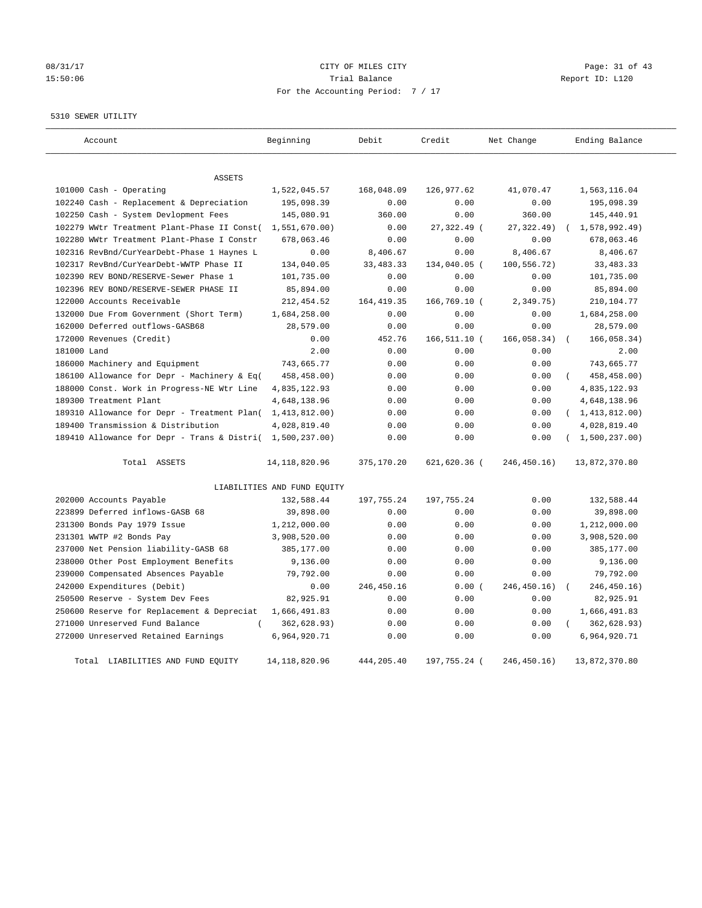08/31/17 CITY OF MILES CITY
15:50:06 Trial Balance Report ID: L120
For the Accounting Period: 7 / 17

5310 SEWER UTILITY

| Account | Beginning | Debit | Credit | Net Change | Ending Balance |
|---|---|---|---|---|---|
| ASSETS | | | | | |
| 101000 Cash - Operating | 1,522,045.57 | 168,048.09 | 126,977.62 | 41,070.47 | 1,563,116.04 |
| 102240 Cash - Replacement & Depreciation | 195,098.39 | 0.00 | 0.00 | 0.00 | 195,098.39 |
| 102250 Cash - System Devlopment Fees | 145,080.91 | 360.00 | 0.00 | 360.00 | 145,440.91 |
| 102279 WWtr Treatment Plant-Phase II Const( | 1,551,670.00) | 0.00 | 27,322.49 ( | 27,322.49) | ( 1,578,992.49) |
| 102280 WWtr Treatment Plant-Phase I Constr | 678,063.46 | 0.00 | 0.00 | 0.00 | 678,063.46 |
| 102316 RevBnd/CurYearDebt-Phase 1 Haynes L | 0.00 | 8,406.67 | 0.00 | 8,406.67 | 8,406.67 |
| 102317 RevBnd/CurYearDebt-WWTP Phase II | 134,040.05 | 33,483.33 | 134,040.05 ( | 100,556.72) | 33,483.33 |
| 102390 REV BOND/RESERVE-Sewer Phase 1 | 101,735.00 | 0.00 | 0.00 | 0.00 | 101,735.00 |
| 102396 REV BOND/RESERVE-SEWER PHASE II | 85,894.00 | 0.00 | 0.00 | 0.00 | 85,894.00 |
| 122000 Accounts Receivable | 212,454.52 | 164,419.35 | 166,769.10 ( | 2,349.75) | 210,104.77 |
| 132000 Due From Government (Short Term) | 1,684,258.00 | 0.00 | 0.00 | 0.00 | 1,684,258.00 |
| 162000 Deferred outflows-GASB68 | 28,579.00 | 0.00 | 0.00 | 0.00 | 28,579.00 |
| 172000 Revenues (Credit) | 0.00 | 452.76 | 166,511.10 ( | 166,058.34) | ( 166,058.34) |
| 181000 Land | 2.00 | 0.00 | 0.00 | 0.00 | 2.00 |
| 186000 Machinery and Equipment | 743,665.77 | 0.00 | 0.00 | 0.00 | 743,665.77 |
| 186100 Allowance for Depr - Machinery & Eq( | 458,458.00) | 0.00 | 0.00 | 0.00 | ( 458,458.00) |
| 188000 Const. Work in Progress-NE Wtr Line | 4,835,122.93 | 0.00 | 0.00 | 0.00 | 4,835,122.93 |
| 189300 Treatment Plant | 4,648,138.96 | 0.00 | 0.00 | 0.00 | 4,648,138.96 |
| 189310 Allowance for Depr - Treatment Plan( | 1,413,812.00) | 0.00 | 0.00 | 0.00 | ( 1,413,812.00) |
| 189400 Transmission & Distribution | 4,028,819.40 | 0.00 | 0.00 | 0.00 | 4,028,819.40 |
| 189410 Allowance for Depr - Trans & Distri( | 1,500,237.00) | 0.00 | 0.00 | 0.00 | ( 1,500,237.00) |
| Total ASSETS | 14,118,820.96 | 375,170.20 | 621,620.36 ( | 246,450.16) | 13,872,370.80 |
| LIABILITIES AND FUND EQUITY | | | | | |
| 202000 Accounts Payable | 132,588.44 | 197,755.24 | 197,755.24 | 0.00 | 132,588.44 |
| 223899 Deferred inflows-GASB 68 | 39,898.00 | 0.00 | 0.00 | 0.00 | 39,898.00 |
| 231300 Bonds Pay 1979 Issue | 1,212,000.00 | 0.00 | 0.00 | 0.00 | 1,212,000.00 |
| 231301 WWTP #2 Bonds Pay | 3,908,520.00 | 0.00 | 0.00 | 0.00 | 3,908,520.00 |
| 237000 Net Pension liability-GASB 68 | 385,177.00 | 0.00 | 0.00 | 0.00 | 385,177.00 |
| 238000 Other Post Employment Benefits | 9,136.00 | 0.00 | 0.00 | 0.00 | 9,136.00 |
| 239000 Compensated Absences Payable | 79,792.00 | 0.00 | 0.00 | 0.00 | 79,792.00 |
| 242000 Expenditures (Debit) | 0.00 | 246,450.16 | 0.00 ( | 246,450.16) | ( 246,450.16) |
| 250500 Reserve - System Dev Fees | 82,925.91 | 0.00 | 0.00 | 0.00 | 82,925.91 |
| 250600 Reserve for Replacement & Depreciat | 1,666,491.83 | 0.00 | 0.00 | 0.00 | 1,666,491.83 |
| 271000 Unreserved Fund Balance ( | 362,628.93) | 0.00 | 0.00 | 0.00 | ( 362,628.93) |
| 272000 Unreserved Retained Earnings | 6,964,920.71 | 0.00 | 0.00 | 0.00 | 6,964,920.71 |
| Total LIABILITIES AND FUND EQUITY | 14,118,820.96 | 444,205.40 | 197,755.24 ( | 246,450.16) | 13,872,370.80 |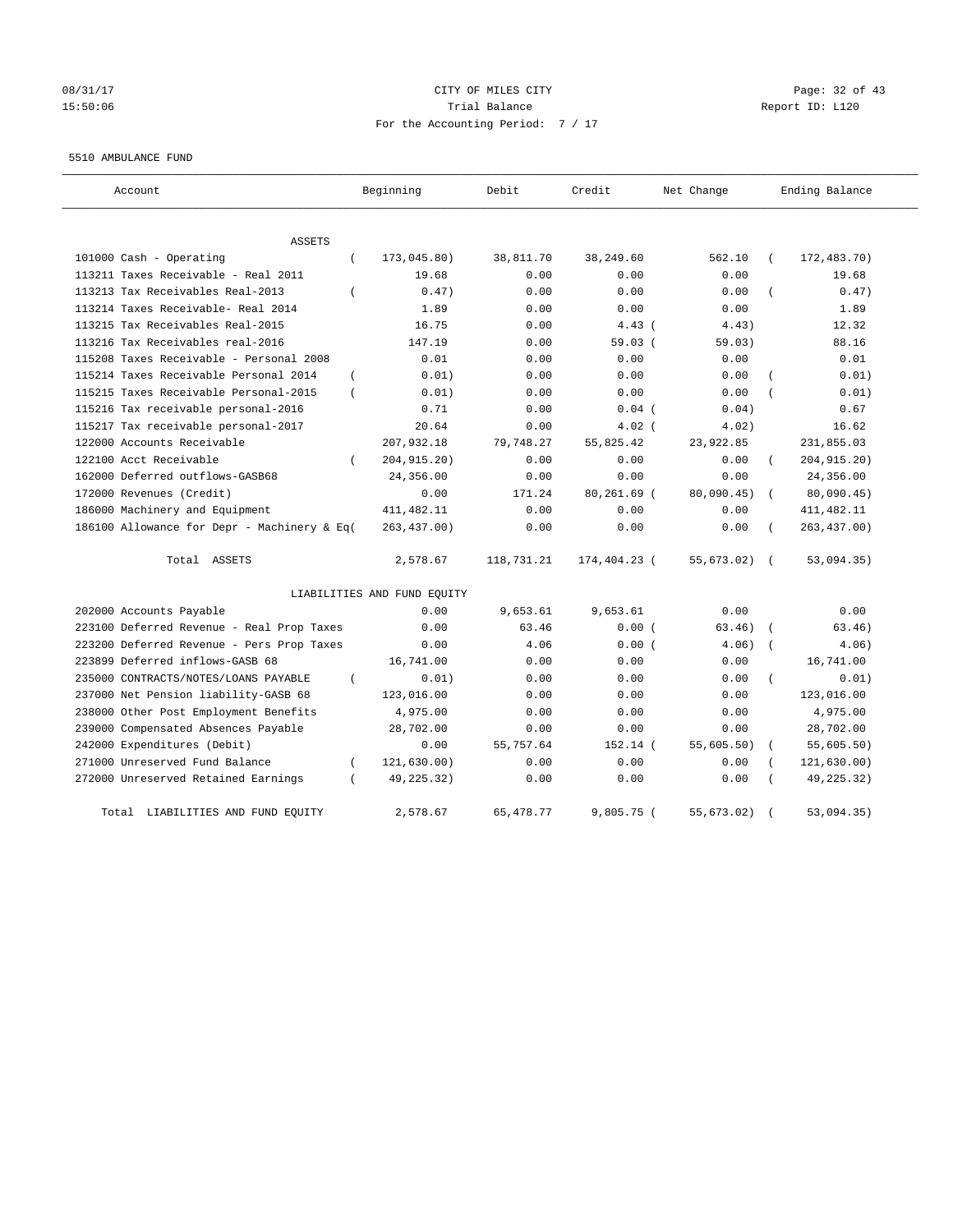08/31/17 CITY OF MILES CITY
15:50:06 Trial Balance Report ID: L120
For the Accounting Period: 7 / 17

5510 AMBULANCE FUND

| Account | Beginning | Debit | Credit | Net Change | Ending Balance |
|---|---|---|---|---|---|
| ASSETS | | | | | |
| 101000 Cash - Operating | ( 173,045.80) | 38,811.70 | 38,249.60 | 562.10 | ( 172,483.70) |
| 113211 Taxes Receivable - Real 2011 | 19.68 | 0.00 | 0.00 | 0.00 | 19.68 |
| 113213 Tax Receivables Real-2013 | ( 0.47) | 0.00 | 0.00 | 0.00 | ( 0.47) |
| 113214 Taxes Receivable- Real 2014 | 1.89 | 0.00 | 0.00 | 0.00 | 1.89 |
| 113215 Tax Receivables Real-2015 | 16.75 | 0.00 | 4.43 | ( 4.43) | 12.32 |
| 113216 Tax Receivables real-2016 | 147.19 | 0.00 | 59.03 | ( 59.03) | 88.16 |
| 115208 Taxes Receivable - Personal 2008 | 0.01 | 0.00 | 0.00 | 0.00 | 0.01 |
| 115214 Taxes Receivable Personal 2014 | ( 0.01) | 0.00 | 0.00 | 0.00 | ( 0.01) |
| 115215 Taxes Receivable Personal-2015 | ( 0.01) | 0.00 | 0.00 | 0.00 | ( 0.01) |
| 115216 Tax receivable personal-2016 | 0.71 | 0.00 | 0.04 | ( 0.04) | 0.67 |
| 115217 Tax receivable personal-2017 | 20.64 | 0.00 | 4.02 | ( 4.02) | 16.62 |
| 122000 Accounts Receivable | 207,932.18 | 79,748.27 | 55,825.42 | 23,922.85 | 231,855.03 |
| 122100 Acct Receivable | ( 204,915.20) | 0.00 | 0.00 | 0.00 | ( 204,915.20) |
| 162000 Deferred outflows-GASB68 | 24,356.00 | 0.00 | 0.00 | 0.00 | 24,356.00 |
| 172000 Revenues (Credit) | 0.00 | 171.24 | 80,261.69 | ( 80,090.45) | ( 80,090.45) |
| 186000 Machinery and Equipment | 411,482.11 | 0.00 | 0.00 | 0.00 | 411,482.11 |
| 186100 Allowance for Depr - Machinery & Eq | ( 263,437.00) | 0.00 | 0.00 | 0.00 | ( 263,437.00) |
| Total ASSETS | 2,578.67 | 118,731.21 | 174,404.23 | ( 55,673.02) | ( 53,094.35) |
| LIABILITIES AND FUND EQUITY | | | | | |
| 202000 Accounts Payable | 0.00 | 9,653.61 | 9,653.61 | 0.00 | 0.00 |
| 223100 Deferred Revenue - Real Prop Taxes | 0.00 | 63.46 | 0.00 | ( 63.46) | ( 63.46) |
| 223200 Deferred Revenue - Pers Prop Taxes | 0.00 | 4.06 | 0.00 | ( 4.06) | ( 4.06) |
| 223899 Deferred inflows-GASB 68 | 16,741.00 | 0.00 | 0.00 | 0.00 | 16,741.00 |
| 235000 CONTRACTS/NOTES/LOANS PAYABLE | ( 0.01) | 0.00 | 0.00 | 0.00 | ( 0.01) |
| 237000 Net Pension liability-GASB 68 | 123,016.00 | 0.00 | 0.00 | 0.00 | 123,016.00 |
| 238000 Other Post Employment Benefits | 4,975.00 | 0.00 | 0.00 | 0.00 | 4,975.00 |
| 239000 Compensated Absences Payable | 28,702.00 | 0.00 | 0.00 | 0.00 | 28,702.00 |
| 242000 Expenditures (Debit) | 0.00 | 55,757.64 | 152.14 | ( 55,605.50) | ( 55,605.50) |
| 271000 Unreserved Fund Balance | ( 121,630.00) | 0.00 | 0.00 | 0.00 | ( 121,630.00) |
| 272000 Unreserved Retained Earnings | ( 49,225.32) | 0.00 | 0.00 | 0.00 | ( 49,225.32) |
| Total LIABILITIES AND FUND EQUITY | 2,578.67 | 65,478.77 | 9,805.75 | ( 55,673.02) | ( 53,094.35) |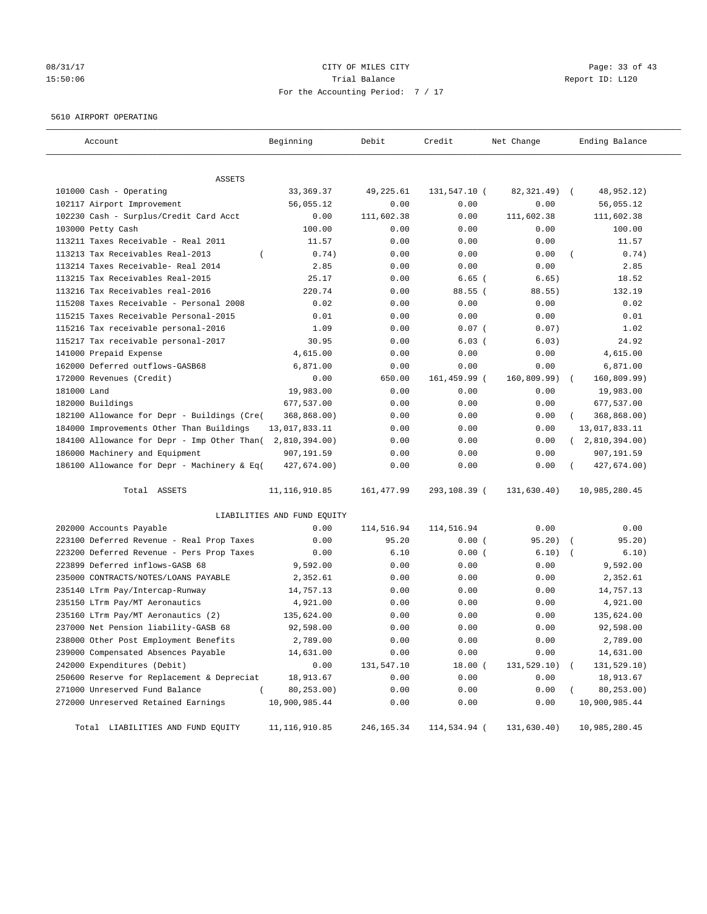08/31/17 CITY OF MILES CITY
15:50:06 Trial Balance Report ID: L120
For the Accounting Period: 7 / 17

5610 AIRPORT OPERATING

| Account | Beginning | Debit | Credit | Net Change | Ending Balance |
|---|---|---|---|---|---|
| ASSETS | | | | | |
| 101000 Cash - Operating | 33,369.37 | 49,225.61 | 131,547.10 | ( 82,321.49) | ( 48,952.12) |
| 102117 Airport Improvement | 56,055.12 | 0.00 | 0.00 | 0.00 | 56,055.12 |
| 102230 Cash - Surplus/Credit Card Acct | 0.00 | 111,602.38 | 0.00 | 111,602.38 | 111,602.38 |
| 103000 Petty Cash | 100.00 | 0.00 | 0.00 | 0.00 | 100.00 |
| 113211 Taxes Receivable - Real 2011 | 11.57 | 0.00 | 0.00 | 0.00 | 11.57 |
| 113213 Tax Receivables Real-2013 | ( 0.74) | 0.00 | 0.00 | 0.00 | ( 0.74) |
| 113214 Taxes Receivable- Real 2014 | 2.85 | 0.00 | 0.00 | 0.00 | 2.85 |
| 113215 Tax Receivables Real-2015 | 25.17 | 0.00 | 6.65 | ( 6.65) | 18.52 |
| 113216 Tax Receivables real-2016 | 220.74 | 0.00 | 88.55 | ( 88.55) | 132.19 |
| 115208 Taxes Receivable - Personal 2008 | 0.02 | 0.00 | 0.00 | 0.00 | 0.02 |
| 115215 Taxes Receivable Personal-2015 | 0.01 | 0.00 | 0.00 | 0.00 | 0.01 |
| 115216 Tax receivable personal-2016 | 1.09 | 0.00 | 0.07 | ( 0.07) | 1.02 |
| 115217 Tax receivable personal-2017 | 30.95 | 0.00 | 6.03 | ( 6.03) | 24.92 |
| 141000 Prepaid Expense | 4,615.00 | 0.00 | 0.00 | 0.00 | 4,615.00 |
| 162000 Deferred outflows-GASB68 | 6,871.00 | 0.00 | 0.00 | 0.00 | 6,871.00 |
| 172000 Revenues (Credit) | 0.00 | 650.00 | 161,459.99 | ( 160,809.99) | ( 160,809.99) |
| 181000 Land | 19,983.00 | 0.00 | 0.00 | 0.00 | 19,983.00 |
| 182000 Buildings | 677,537.00 | 0.00 | 0.00 | 0.00 | 677,537.00 |
| 182100 Allowance for Depr - Buildings (Cre( | 368,868.00) | 0.00 | 0.00 | 0.00 | ( 368,868.00) |
| 184000 Improvements Other Than Buildings | 13,017,833.11 | 0.00 | 0.00 | 0.00 | 13,017,833.11 |
| 184100 Allowance for Depr - Imp Other Than( | 2,810,394.00) | 0.00 | 0.00 | 0.00 | ( 2,810,394.00) |
| 186000 Machinery and Equipment | 907,191.59 | 0.00 | 0.00 | 0.00 | 907,191.59 |
| 186100 Allowance for Depr - Machinery & Eq( | 427,674.00) | 0.00 | 0.00 | 0.00 | ( 427,674.00) |
| Total ASSETS | 11,116,910.85 | 161,477.99 | 293,108.39 | ( 131,630.40) | 10,985,280.45 |
| LIABILITIES AND FUND EQUITY | | | | | |
| 202000 Accounts Payable | 0.00 | 114,516.94 | 114,516.94 | 0.00 | 0.00 |
| 223100 Deferred Revenue - Real Prop Taxes | 0.00 | 95.20 | 0.00 | ( 95.20) | ( 95.20) |
| 223200 Deferred Revenue - Pers Prop Taxes | 0.00 | 6.10 | 0.00 | ( 6.10) | ( 6.10) |
| 223899 Deferred inflows-GASB 68 | 9,592.00 | 0.00 | 0.00 | 0.00 | 9,592.00 |
| 235000 CONTRACTS/NOTES/LOANS PAYABLE | 2,352.61 | 0.00 | 0.00 | 0.00 | 2,352.61 |
| 235140 LTrm Pay/Intercap-Runway | 14,757.13 | 0.00 | 0.00 | 0.00 | 14,757.13 |
| 235150 LTrm Pay/MT Aeronautics | 4,921.00 | 0.00 | 0.00 | 0.00 | 4,921.00 |
| 235160 LTrm Pay/MT Aeronautics (2) | 135,624.00 | 0.00 | 0.00 | 0.00 | 135,624.00 |
| 237000 Net Pension liability-GASB 68 | 92,598.00 | 0.00 | 0.00 | 0.00 | 92,598.00 |
| 238000 Other Post Employment Benefits | 2,789.00 | 0.00 | 0.00 | 0.00 | 2,789.00 |
| 239000 Compensated Absences Payable | 14,631.00 | 0.00 | 0.00 | 0.00 | 14,631.00 |
| 242000 Expenditures (Debit) | 0.00 | 131,547.10 | 18.00 | ( 131,529.10) | ( 131,529.10) |
| 250600 Reserve for Replacement & Depreciat | 18,913.67 | 0.00 | 0.00 | 0.00 | 18,913.67 |
| 271000 Unreserved Fund Balance | ( 80,253.00) | 0.00 | 0.00 | 0.00 | ( 80,253.00) |
| 272000 Unreserved Retained Earnings | 10,900,985.44 | 0.00 | 0.00 | 0.00 | 10,900,985.44 |
| Total LIABILITIES AND FUND EQUITY | 11,116,910.85 | 246,165.34 | 114,534.94 | ( 131,630.40) | 10,985,280.45 |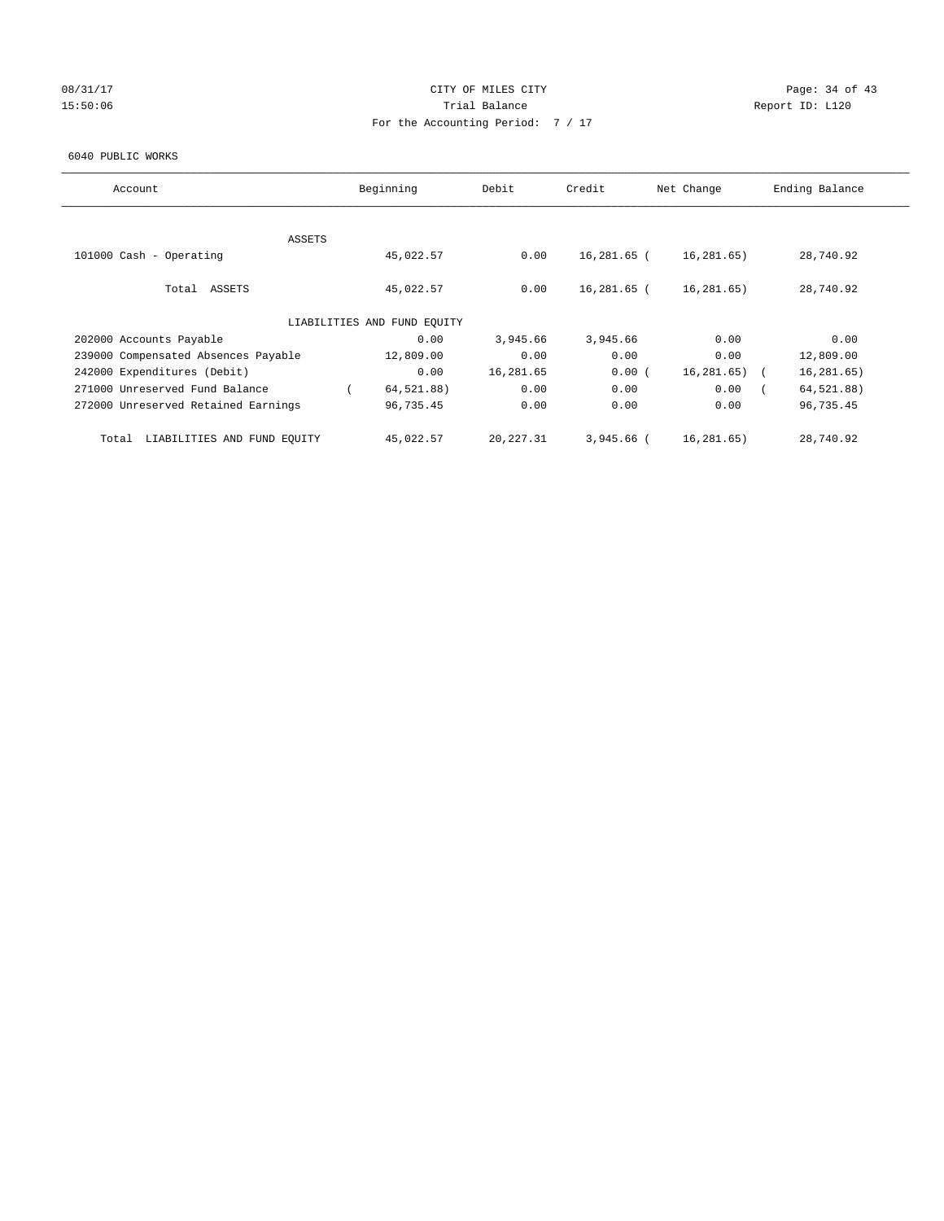CITY OF MILES CITY
Trial Balance
For the Accounting Period: 7 / 17

08/31/17
15:50:06

Report ID: L120

6040 PUBLIC WORKS

| Account | Beginning | Debit | Credit | Net Change | Ending Balance |
|---|---|---|---|---|---|
| ASSETS | | | | | |
| 101000 Cash - Operating | 45,022.57 | 0.00 | 16,281.65 | ( 16,281.65) | 28,740.92 |
| Total ASSETS | 45,022.57 | 0.00 | 16,281.65 | ( 16,281.65) | 28,740.92 |
| LIABILITIES AND FUND EQUITY | | | | | |
| 202000 Accounts Payable | 0.00 | 3,945.66 | 3,945.66 | 0.00 | 0.00 |
| 239000 Compensated Absences Payable | 12,809.00 | 0.00 | 0.00 | 0.00 | 12,809.00 |
| 242000 Expenditures (Debit) | 0.00 | 16,281.65 | 0.00 | ( 16,281.65) | ( 16,281.65) |
| 271000 Unreserved Fund Balance | ( 64,521.88) | 0.00 | 0.00 | 0.00 | ( 64,521.88) |
| 272000 Unreserved Retained Earnings | 96,735.45 | 0.00 | 0.00 | 0.00 | 96,735.45 |
| Total LIABILITIES AND FUND EQUITY | 45,022.57 | 20,227.31 | 3,945.66 | ( 16,281.65) | 28,740.92 |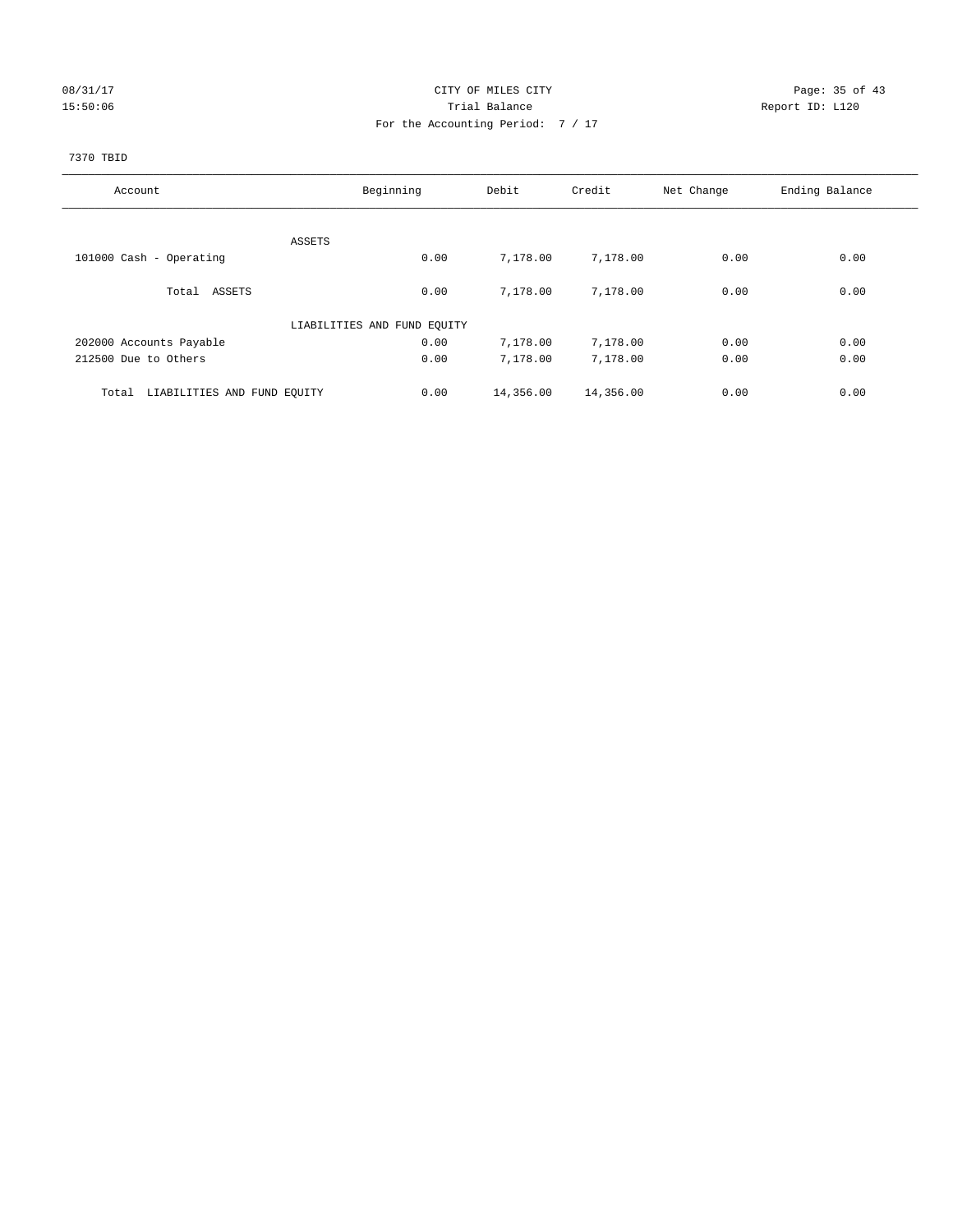CITY OF MILES CITY

Trial Balance

For the Accounting Period: 7 / 17

08/31/17
15:50:06

Report ID: L120

7370 TBID

| Account | Beginning | Debit | Credit | Net Change | Ending Balance |
|---|---|---|---|---|---|
| ASSETS | | | | | |
| 101000 Cash - Operating | 0.00 | 7,178.00 | 7,178.00 | 0.00 | 0.00 |
| Total ASSETS | 0.00 | 7,178.00 | 7,178.00 | 0.00 | 0.00 |
| LIABILITIES AND FUND EQUITY | | | | | |
| 202000 Accounts Payable | 0.00 | 7,178.00 | 7,178.00 | 0.00 | 0.00 |
| 212500 Due to Others | 0.00 | 7,178.00 | 7,178.00 | 0.00 | 0.00 |
| Total LIABILITIES AND FUND EQUITY | 0.00 | 14,356.00 | 14,356.00 | 0.00 | 0.00 |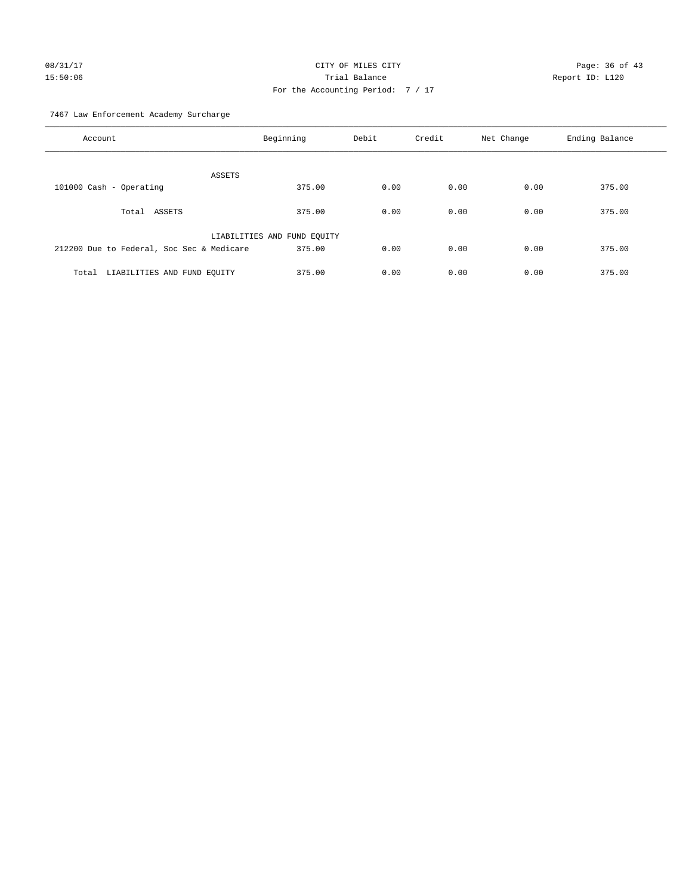CITY OF MILES CITY
Trial Balance
For the Accounting Period: 7 / 17

08/31/17
15:50:06

Report ID: L120

7467 Law Enforcement Academy Surcharge

| Account | Beginning | Debit | Credit | Net Change | Ending Balance |
|---|---|---|---|---|---|
| ASSETS | | | | | |
| 101000 Cash - Operating | 375.00 | 0.00 | 0.00 | 0.00 | 375.00 |
| Total ASSETS | 375.00 | 0.00 | 0.00 | 0.00 | 375.00 |
| LIABILITIES AND FUND EQUITY | | | | | |
| 212200 Due to Federal, Soc Sec & Medicare | 375.00 | 0.00 | 0.00 | 0.00 | 375.00 |
| Total LIABILITIES AND FUND EQUITY | 375.00 | 0.00 | 0.00 | 0.00 | 375.00 |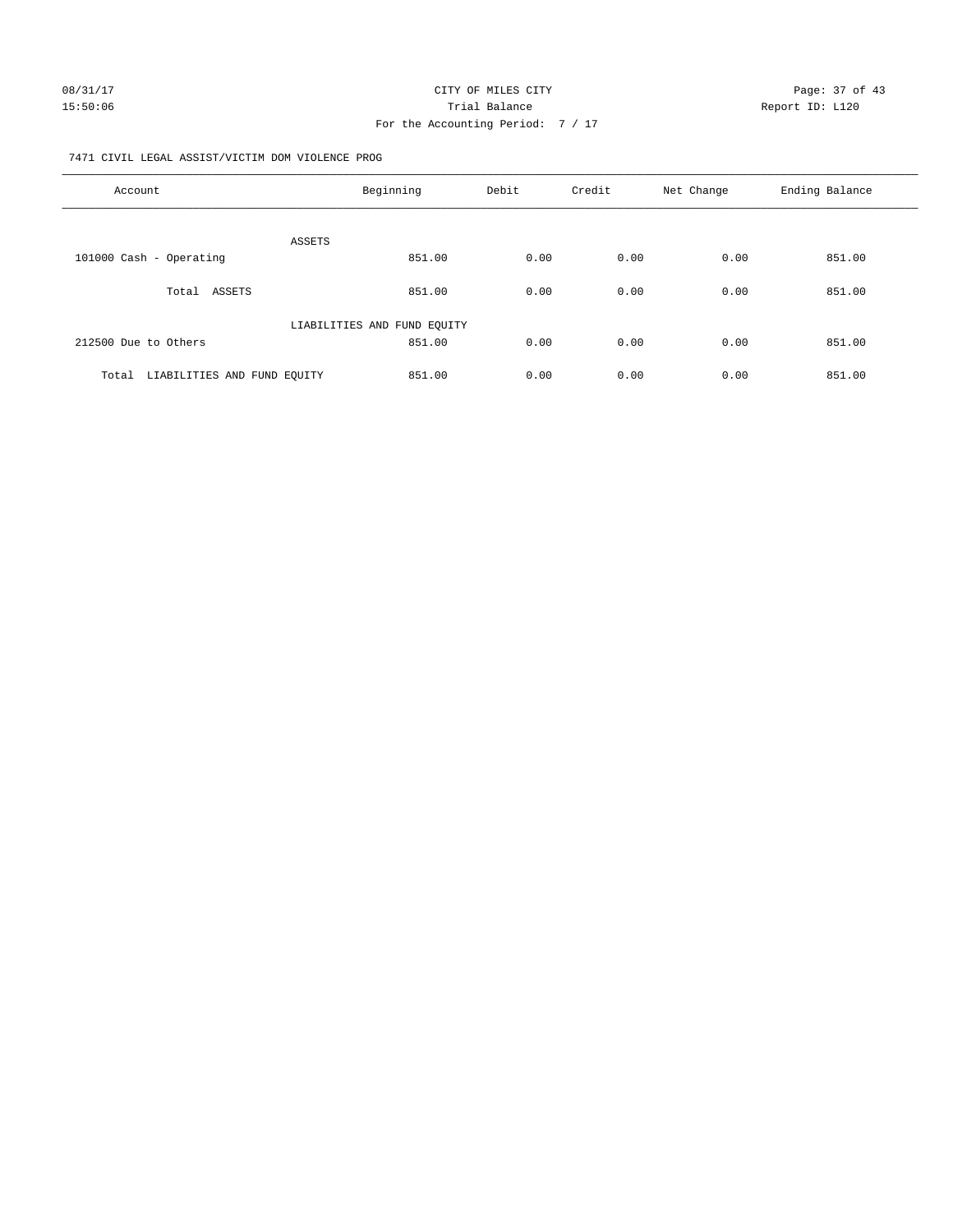CITY OF MILES CITY

Trial Balance

For the Accounting Period: 7 / 17

08/31/17 15:50:06 Report ID: L120

7471 CIVIL LEGAL ASSIST/VICTIM DOM VIOLENCE PROG

| Account | Beginning | Debit | Credit | Net Change | Ending Balance |
|---|---|---|---|---|---|
| ASSETS | | | | | |
| 101000 Cash - Operating | 851.00 | 0.00 | 0.00 | 0.00 | 851.00 |
| Total ASSETS | 851.00 | 0.00 | 0.00 | 0.00 | 851.00 |
| LIABILITIES AND FUND EQUITY | | | | | |
| 212500 Due to Others | 851.00 | 0.00 | 0.00 | 0.00 | 851.00 |
| Total LIABILITIES AND FUND EQUITY | 851.00 | 0.00 | 0.00 | 0.00 | 851.00 |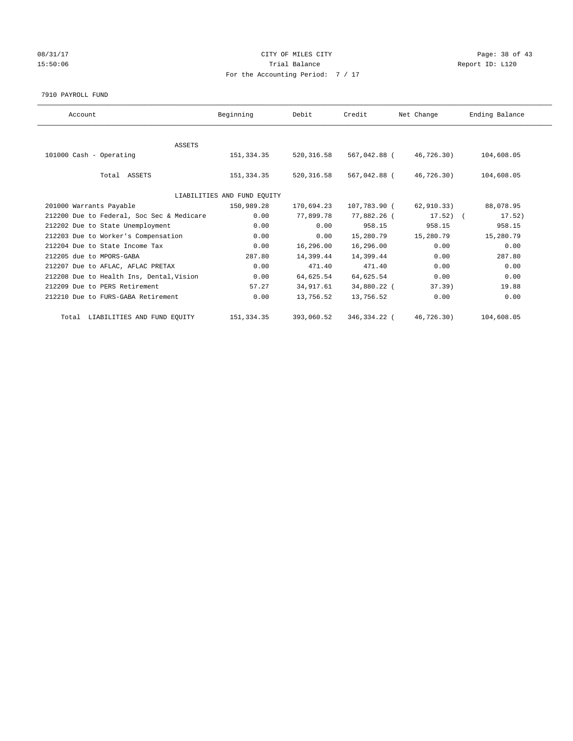CITY OF MILES CITY

Trial Balance

For the Accounting Period: 7 / 17

08/31/17 15:50:06

Report ID: L120

7910 PAYROLL FUND

| Account | Beginning | Debit | Credit | Net Change | Ending Balance |
|---|---|---|---|---|---|
| ASSETS | | | | | |
| 101000 Cash - Operating | 151,334.35 | 520,316.58 | 567,042.88 | ( 46,726.30) | 104,608.05 |
| Total ASSETS | 151,334.35 | 520,316.58 | 567,042.88 | ( 46,726.30) | 104,608.05 |
| LIABILITIES AND FUND EQUITY | | | | | |
| 201000 Warrants Payable | 150,989.28 | 170,694.23 | 107,783.90 | ( 62,910.33) | 88,078.95 |
| 212200 Due to Federal, Soc Sec & Medicare | 0.00 | 77,899.78 | 77,882.26 | ( 17.52) | ( 17.52) |
| 212202 Due to State Unemployment | 0.00 | 0.00 | 958.15 | 958.15 | 958.15 |
| 212203 Due to Worker's Compensation | 0.00 | 0.00 | 15,280.79 | 15,280.79 | 15,280.79 |
| 212204 Due to State Income Tax | 0.00 | 16,296.00 | 16,296.00 | 0.00 | 0.00 |
| 212205 due to MPORS-GABA | 287.80 | 14,399.44 | 14,399.44 | 0.00 | 287.80 |
| 212207 Due to AFLAC, AFLAC PRETAX | 0.00 | 471.40 | 471.40 | 0.00 | 0.00 |
| 212208 Due to Health Ins, Dental,Vision | 0.00 | 64,625.54 | 64,625.54 | 0.00 | 0.00 |
| 212209 Due to PERS Retirement | 57.27 | 34,917.61 | 34,880.22 | ( 37.39) | 19.88 |
| 212210 Due to FURS-GABA Retirement | 0.00 | 13,756.52 | 13,756.52 | 0.00 | 0.00 |
| Total LIABILITIES AND FUND EQUITY | 151,334.35 | 393,060.52 | 346,334.22 | ( 46,726.30) | 104,608.05 |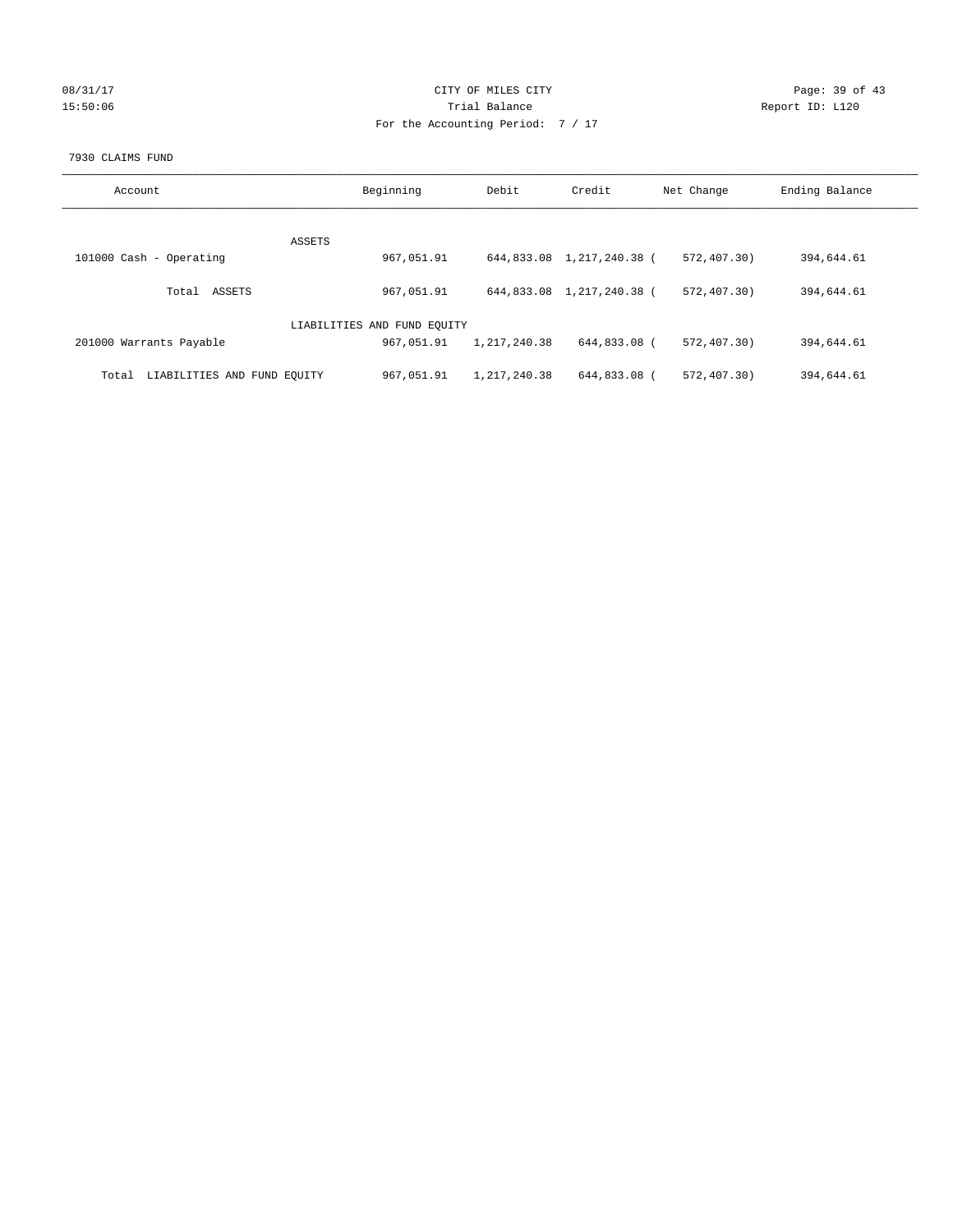CITY OF MILES CITY
Trial Balance
For the Accounting Period: 7 / 17

08/31/17
15:50:06

Report ID: L120

7930 CLAIMS FUND

| Account | Beginning | Debit | Credit | Net Change | Ending Balance |
|---|---|---|---|---|---|
| ASSETS | | | | | |
| 101000 Cash - Operating | 967,051.91 | 644,833.08 | 1,217,240.38 | ( 572,407.30) | 394,644.61 |
| Total ASSETS | 967,051.91 | 644,833.08 | 1,217,240.38 | ( 572,407.30) | 394,644.61 |
| LIABILITIES AND FUND EQUITY | | | | | |
| 201000 Warrants Payable | 967,051.91 | 1,217,240.38 | 644,833.08 | ( 572,407.30) | 394,644.61 |
| Total LIABILITIES AND FUND EQUITY | 967,051.91 | 1,217,240.38 | 644,833.08 | ( 572,407.30) | 394,644.61 |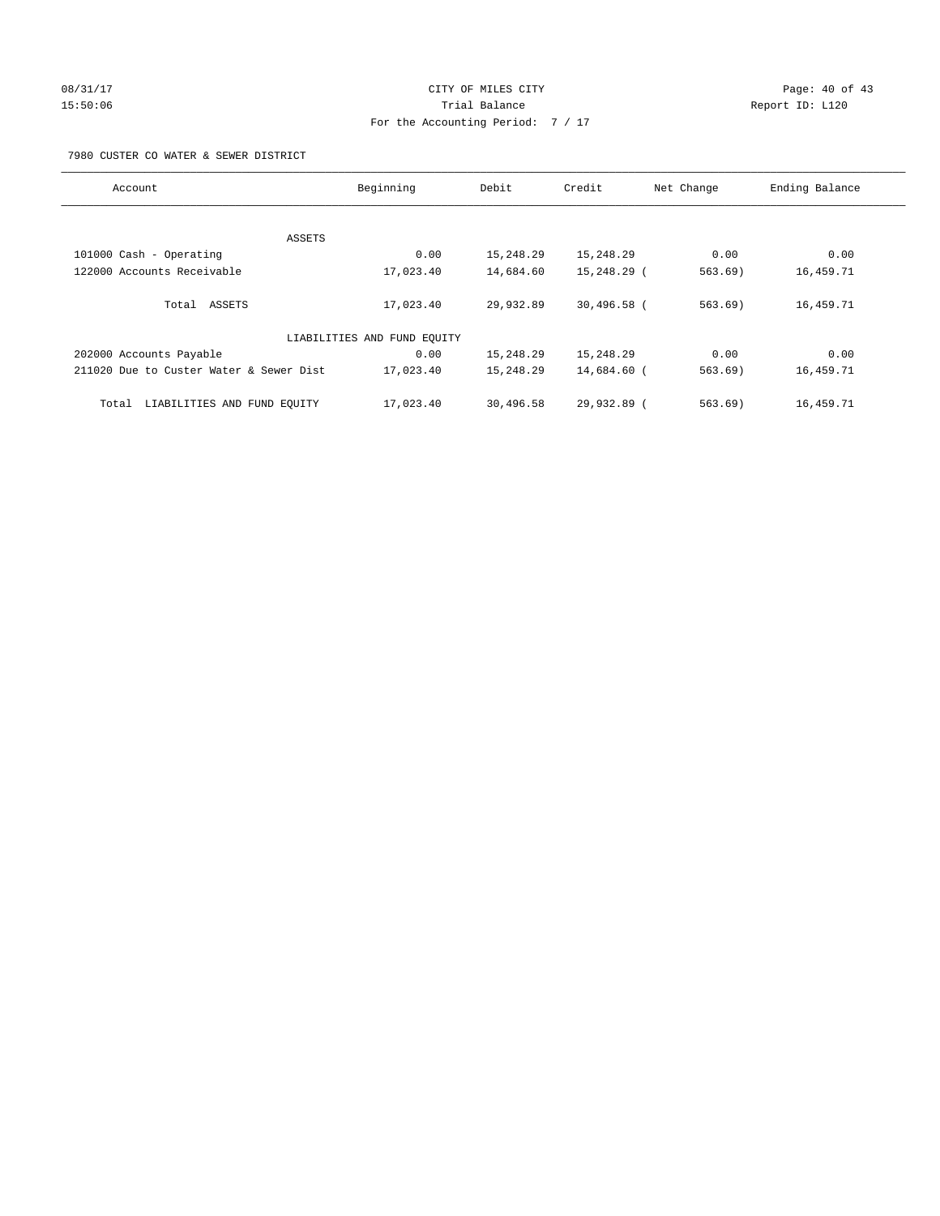CITY OF MILES CITY
Trial Balance
For the Accounting Period: 7 / 17

08/31/17
15:50:06

Report ID: L120

7980 CUSTER CO WATER & SEWER DISTRICT

| Account | Beginning | Debit | Credit | Net Change | Ending Balance |
|---|---|---|---|---|---|
| ASSETS | | | | | |
| 101000 Cash - Operating | 0.00 | 15,248.29 | 15,248.29 | 0.00 | 0.00 |
| 122000 Accounts Receivable | 17,023.40 | 14,684.60 | 15,248.29 | ( 563.69) | 16,459.71 |
| Total ASSETS | 17,023.40 | 29,932.89 | 30,496.58 | ( 563.69) | 16,459.71 |
| LIABILITIES AND FUND EQUITY | | | | | |
| 202000 Accounts Payable | 0.00 | 15,248.29 | 15,248.29 | 0.00 | 0.00 |
| 211020 Due to Custer Water & Sewer Dist | 17,023.40 | 15,248.29 | 14,684.60 | ( 563.69) | 16,459.71 |
| Total LIABILITIES AND FUND EQUITY | 17,023.40 | 30,496.58 | 29,932.89 | ( 563.69) | 16,459.71 |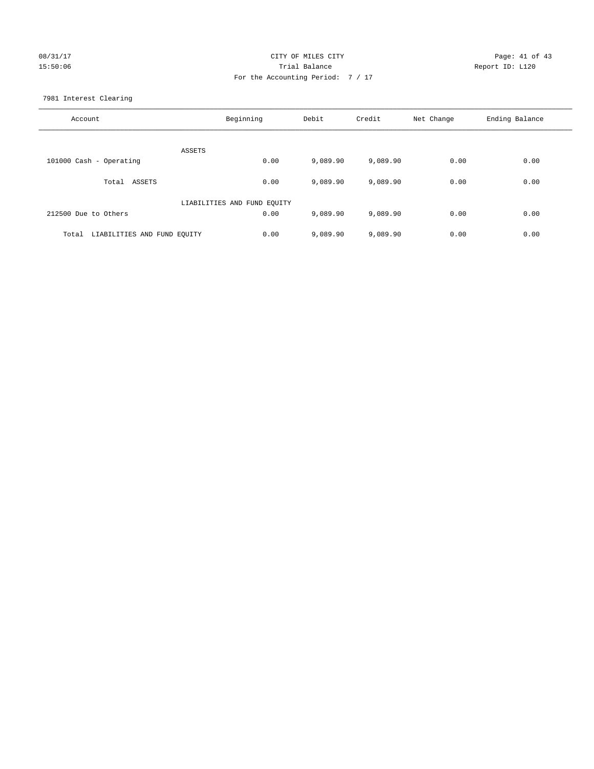CITY OF MILES CITY
Trial Balance
For the Accounting Period: 7 / 17

08/31/17
15:50:06

Report ID: L120

7981 Interest Clearing

| Account | Beginning | Debit | Credit | Net Change | Ending Balance |
|---|---|---|---|---|---|
| ASSETS | | | | | |
| 101000 Cash - Operating | 0.00 | 9,089.90 | 9,089.90 | 0.00 | 0.00 |
| Total ASSETS | 0.00 | 9,089.90 | 9,089.90 | 0.00 | 0.00 |
| LIABILITIES AND FUND EQUITY | | | | | |
| 212500 Due to Others | 0.00 | 9,089.90 | 9,089.90 | 0.00 | 0.00 |
| Total LIABILITIES AND FUND EQUITY | 0.00 | 9,089.90 | 9,089.90 | 0.00 | 0.00 |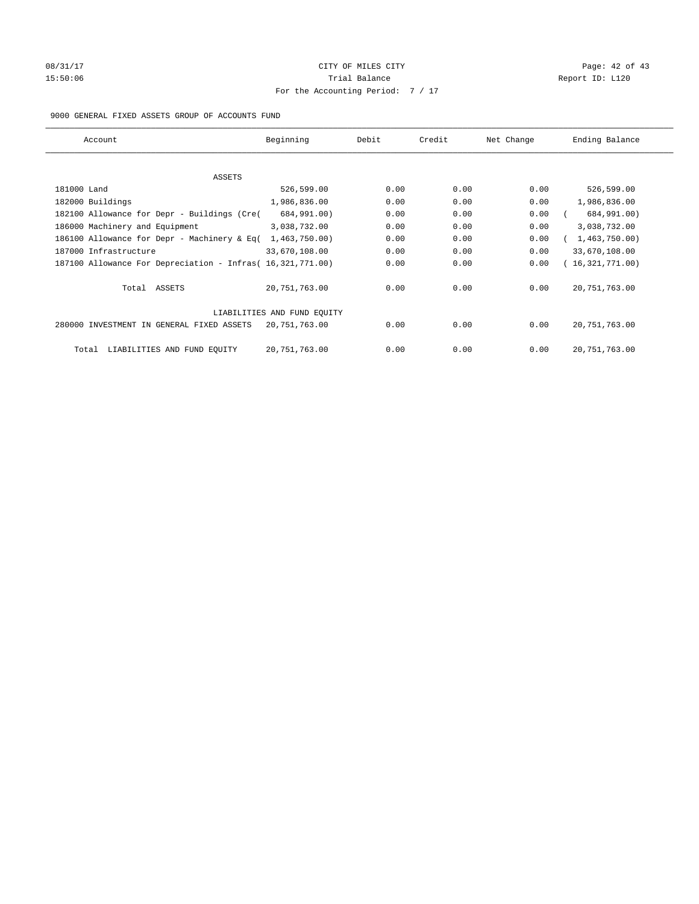# 9000 GENERAL FIXED ASSETS GROUP OF ACCOUNTS FUND

| Account | Beginning | Debit | Credit | Net Change | Ending Balance |
|---|---|---|---|---|---|
| ASSETS | | | | | |
| 181000 Land | 526,599.00 | 0.00 | 0.00 | 0.00 | 526,599.00 |
| 182000 Buildings | 1,986,836.00 | 0.00 | 0.00 | 0.00 | 1,986,836.00 |
| 182100 Allowance for Depr - Buildings (Cre( | 684,991.00) | 0.00 | 0.00 | 0.00 | ( 684,991.00) |
| 186000 Machinery and Equipment | 3,038,732.00 | 0.00 | 0.00 | 0.00 | 3,038,732.00 |
| 186100 Allowance for Depr - Machinery & Eq( | 1,463,750.00) | 0.00 | 0.00 | 0.00 | ( 1,463,750.00) |
| 187000 Infrastructure | 33,670,108.00 | 0.00 | 0.00 | 0.00 | 33,670,108.00 |
| 187100 Allowance For Depreciation - Infras( | 16,321,771.00) | 0.00 | 0.00 | 0.00 | ( 16,321,771.00) |
| Total ASSETS | 20,751,763.00 | 0.00 | 0.00 | 0.00 | 20,751,763.00 |
| LIABILITIES AND FUND EQUITY | | | | | |
| 280000 INVESTMENT IN GENERAL FIXED ASSETS | 20,751,763.00 | 0.00 | 0.00 | 0.00 | 20,751,763.00 |
| Total LIABILITIES AND FUND EQUITY | 20,751,763.00 | 0.00 | 0.00 | 0.00 | 20,751,763.00 |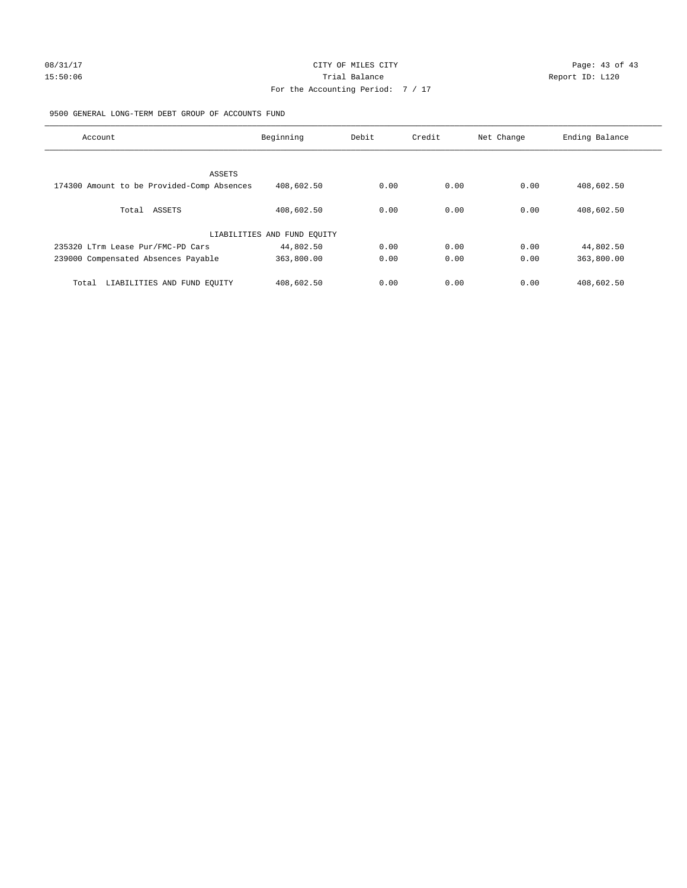CITY OF MILES CITY

Trial Balance

For the Accounting Period: 7 / 17

9500 GENERAL LONG-TERM DEBT GROUP OF ACCOUNTS FUND

| Account | Beginning | Debit | Credit | Net Change | Ending Balance |
|---|---|---|---|---|---|
| ASSETS | | | | | |
| 174300 Amount to be Provided-Comp Absences | 408,602.50 | 0.00 | 0.00 | 0.00 | 408,602.50 |
| Total ASSETS | 408,602.50 | 0.00 | 0.00 | 0.00 | 408,602.50 |
| LIABILITIES AND FUND EQUITY | | | | | |
| 235320 LTrm Lease Pur/FMC-PD Cars | 44,802.50 | 0.00 | 0.00 | 0.00 | 44,802.50 |
| 239000 Compensated Absences Payable | 363,800.00 | 0.00 | 0.00 | 0.00 | 363,800.00 |
| Total LIABILITIES AND FUND EQUITY | 408,602.50 | 0.00 | 0.00 | 0.00 | 408,602.50 |